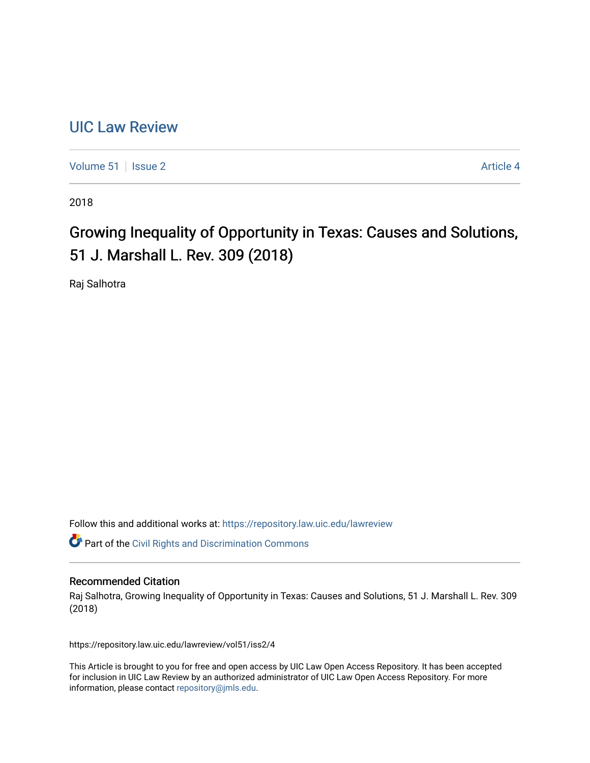# UIC Law Review

Volume 51 | Issue 2 | Article 4

2018

## Growing Inequality of Opportunity in Texas: Causes and Solutions, 51 J. Marshall L. Rev. 309 (2018)

Raj Salhotra

Follow this and additional works at: https://repository.law.uic.edu/lawreview

Part of the Civil Rights and Discrimination Commons

### Recommended Citation

Raj Salhotra, Growing Inequality of Opportunity in Texas: Causes and Solutions, 51 J. Marshall L. Rev. 309 (2018)

https://repository.law.uic.edu/lawreview/vol51/iss2/4

This Article is brought to you for free and open access by UIC Law Open Access Repository. It has been accepted for inclusion in UIC Law Review by an authorized administrator of UIC Law Open Access Repository. For more information, please contact repository@jmls.edu.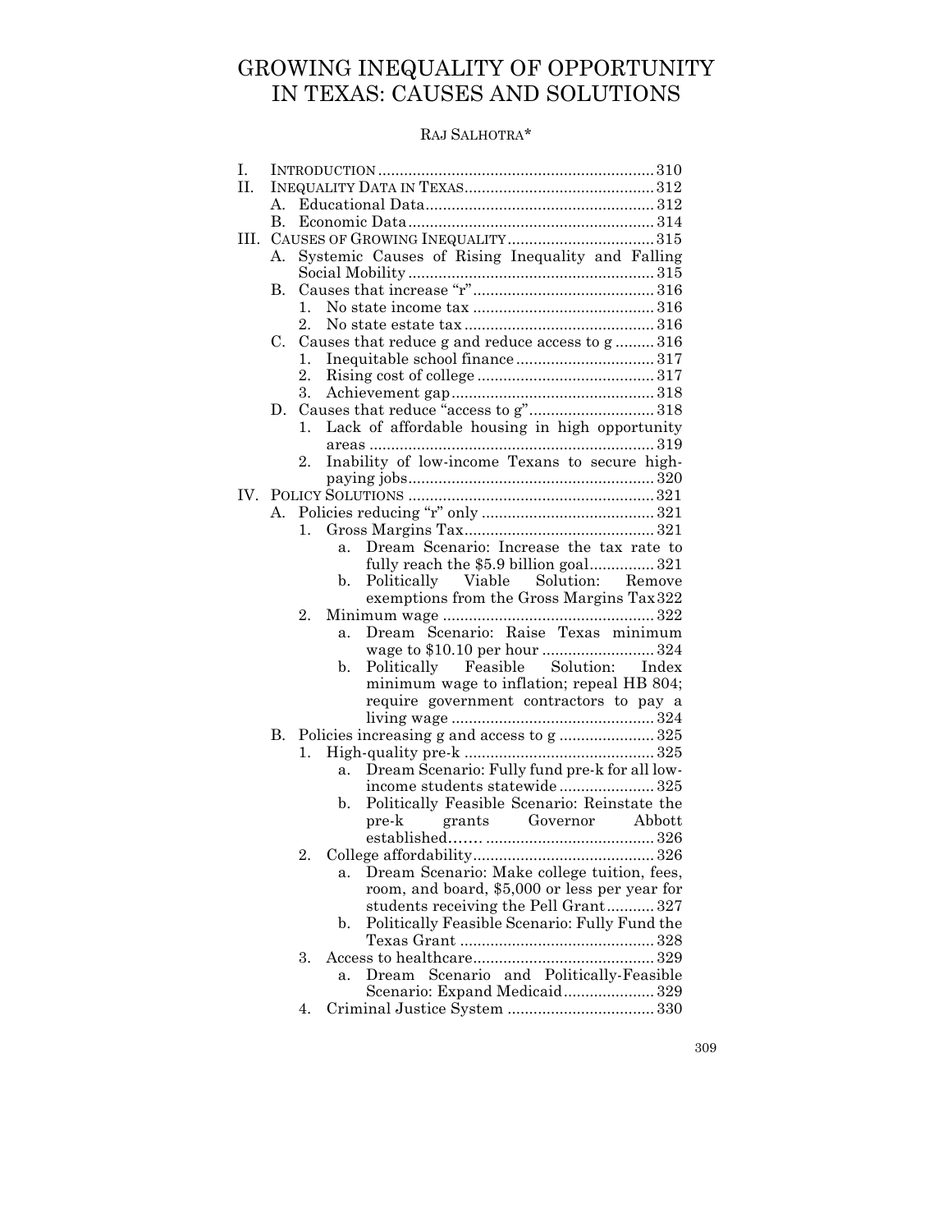# GROWING INEQUALITY OF OPPORTUNITY IN TEXAS: CAUSES AND SOLUTIONS

RAJ SALHOTRA*

I. INTRODUCTION ............................................................... 310
II. INEQUALITY DATA IN TEXAS ........................................... 312
  A. Educational Data ..................................................... 312
  B. Economic Data ......................................................... 314
III. CAUSES OF GROWING INEQUALITY ................................. 315
  A. Systemic Causes of Rising Inequality and Falling Social Mobility ......................................................... 315
  B. Causes that increase "r" .......................................... 316
    1. No state income tax .......................................... 316
    2. No state estate tax ............................................ 316
  C. Causes that reduce g and reduce access to g ......... 316
    1. Inequitable school finance ................................ 317
    2. Rising cost of college ......................................... 317
    3. Achievement gap ............................................... 318
  D. Causes that reduce "access to g" ............................ 318
    1. Lack of affordable housing in high opportunity areas .................................................................. 319
    2. Inability of low-income Texans to secure high-paying jobs ......................................................... 320
IV. POLICY SOLUTIONS ......................................................... 321
  A. Policies reducing "r" only ........................................ 321
    1. Gross Margins Tax ............................................ 321
      a. Dream Scenario: Increase the tax rate to fully reach the $5.9 billion goal ............... 321
      b. Politically Viable Solution: Remove exemptions from the Gross Margins Tax 322
    2. Minimum wage ................................................. 322
      a. Dream Scenario: Raise Texas minimum wage to $10.10 per hour .......................... 324
      b. Politically Feasible Solution: Index minimum wage to inflation; repeal HB 804; require government contractors to pay a living wage ............................................... 324
  B. Policies increasing g and access to g ...................... 325
    1. High-quality pre-k ............................................ 325
      a. Dream Scenario: Fully fund pre-k for all low-income students statewide ...................... 325
      b. Politically Feasible Scenario: Reinstate the pre-k grants Governor Abbott established....... ...................................... 326
    2. College affordability .......................................... 326
      a. Dream Scenario: Make college tuition, fees, room, and board, $5,000 or less per year for students receiving the Pell Grant ........... 327
      b. Politically Feasible Scenario: Fully Fund the Texas Grant ............................................. 328
    3. Access to healthcare .......................................... 329
      a. Dream Scenario and Politically-Feasible Scenario: Expand Medicaid ..................... 329
    4. Criminal Justice System .................................. 330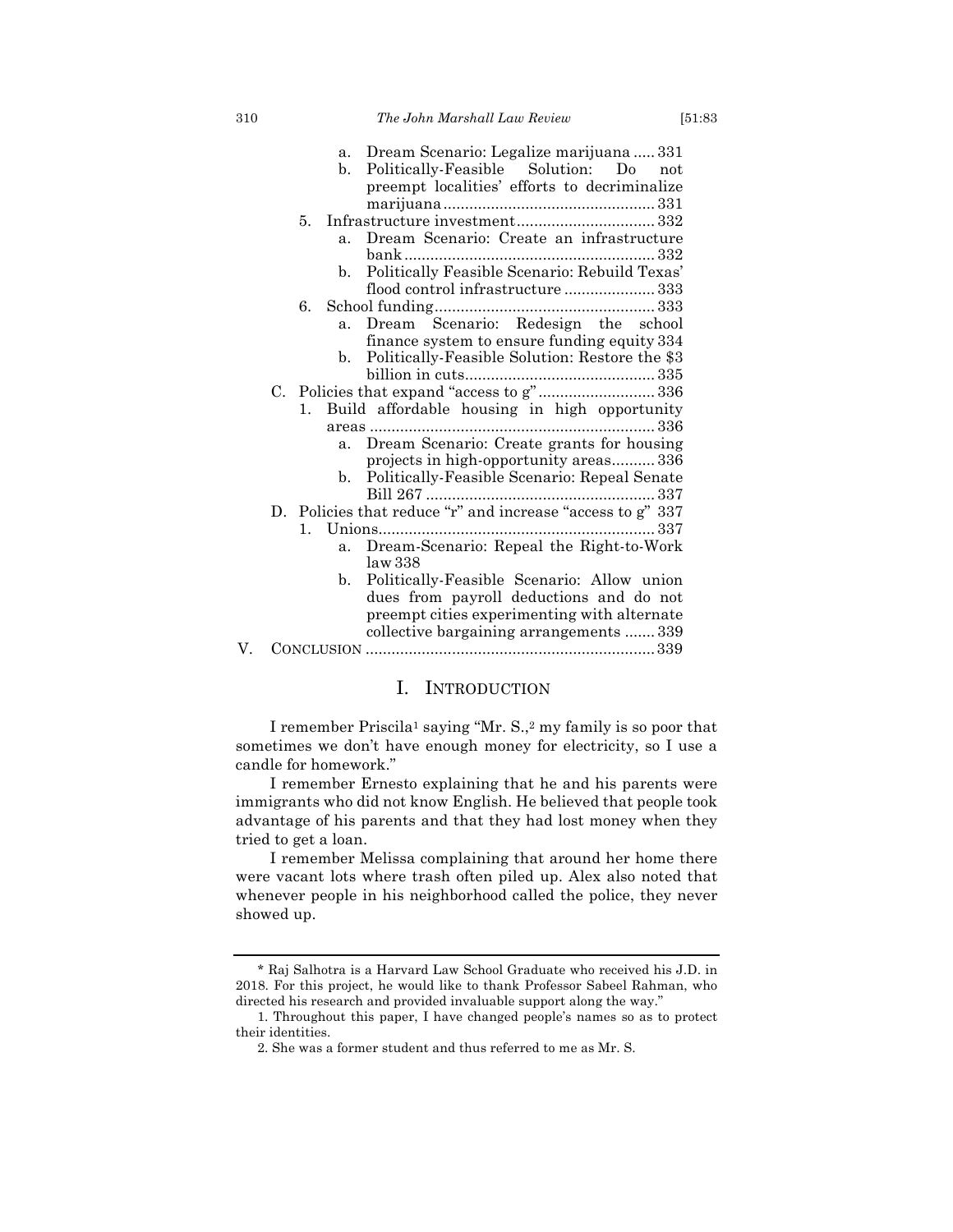- a. Dream Scenario: Legalize marijuana ..... 331
- b. Politically-Feasible Solution: Do not preempt localities' efforts to decriminalize marijuana ................................................ 331
- 5. Infrastructure investment ................................ 332
  - a. Dream Scenario: Create an infrastructure bank ......................................................... 332
  - b. Politically Feasible Scenario: Rebuild Texas' flood control infrastructure ..................... 333
- 6. School funding .................................................. 333
  - a. Dream Scenario: Redesign the school finance system to ensure funding equity 334
  - b. Politically-Feasible Solution: Restore the $3 billion in cuts ........................................... 335

C. Policies that expand "access to g" .......................... 336

- 1. Build affordable housing in high opportunity areas ................................................................. 336
  - a. Dream Scenario: Create grants for housing projects in high-opportunity areas .......... 336
  - b. Politically-Feasible Scenario: Repeal Senate Bill 267 .................................................... 337

D. Policies that reduce "r" and increase "access to g" 337

- 1. Unions ............................................................... 337
  - a. Dream-Scenario: Repeal the Right-to-Work law 338
  - b. Politically-Feasible Scenario: Allow union dues from payroll deductions and do not preempt cities experimenting with alternate collective bargaining arrangements ....... 339

V. CONCLUSION .................................................................. 339

# I. INTRODUCTION

I remember Priscila[1] saying "Mr. S.,[2] my family is so poor that sometimes we don't have enough money for electricity, so I use a candle for homework."

I remember Ernesto explaining that he and his parents were immigrants who did not know English. He believed that people took advantage of his parents and that they had lost money when they tried to get a loan.

I remember Melissa complaining that around her home there were vacant lots where trash often piled up. Alex also noted that whenever people in his neighborhood called the police, they never showed up.

---

\* Raj Salhotra is a Harvard Law School Graduate who received his J.D. in 2018. For this project, he would like to thank Professor Sabeel Rahman, who directed his research and provided invaluable support along the way."

1. Throughout this paper, I have changed people's names so as to protect their identities.

2. She was a former student and thus referred to me as Mr. S.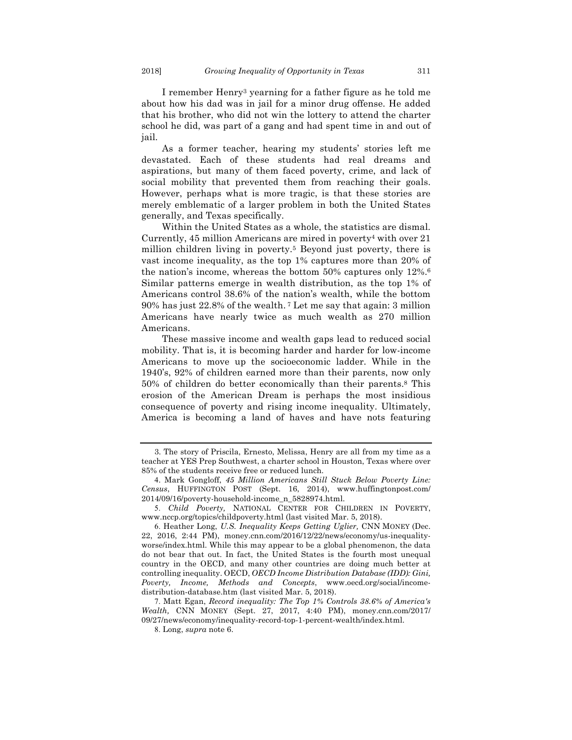I remember Henry[3] yearning for a father figure as he told me about how his dad was in jail for a minor drug offense. He added that his brother, who did not win the lottery to attend the charter school he did, was part of a gang and had spent time in and out of jail.

As a former teacher, hearing my students' stories left me devastated. Each of these students had real dreams and aspirations, but many of them faced poverty, crime, and lack of social mobility that prevented them from reaching their goals. However, perhaps what is more tragic, is that these stories are merely emblematic of a larger problem in both the United States generally, and Texas specifically.

Within the United States as a whole, the statistics are dismal. Currently, 45 million Americans are mired in poverty[4] with over 21 million children living in poverty.[5] Beyond just poverty, there is vast income inequality, as the top 1% captures more than 20% of the nation's income, whereas the bottom 50% captures only 12%.[6] Similar patterns emerge in wealth distribution, as the top 1% of Americans control 38.6% of the nation's wealth, while the bottom 90% has just 22.8% of the wealth.[7] Let me say that again: 3 million Americans have nearly twice as much wealth as 270 million Americans.

These massive income and wealth gaps lead to reduced social mobility. That is, it is becoming harder and harder for low-income Americans to move up the socioeconomic ladder. While in the 1940's, 92% of children earned more than their parents, now only 50% of children do better economically than their parents.[8] This erosion of the American Dream is perhaps the most insidious consequence of poverty and rising income inequality. Ultimately, America is becoming a land of haves and have nots featuring

---

3. The story of Priscila, Ernesto, Melissa, Henry are all from my time as a teacher at YES Prep Southwest, a charter school in Houston, Texas where over 85% of the students receive free or reduced lunch.

4. Mark Gongloff, *45 Million Americans Still Stuck Below Poverty Line: Census*, HUFFINGTON POST (Sept. 16, 2014), www.huffingtonpost.com/2014/09/16/poverty-household-income_n_5828974.html.

5. *Child Poverty,* NATIONAL CENTER FOR CHILDREN IN POVERTY, www.nccp.org/topics/childpoverty.html (last visited Mar. 5, 2018).

6. Heather Long, *U.S. Inequality Keeps Getting Uglier,* CNN MONEY (Dec. 22, 2016, 2:44 PM), money.cnn.com/2016/12/22/news/economy/us-inequality-worse/index.html. While this may appear to be a global phenomenon, the data do not bear that out. In fact, the United States is the fourth most unequal country in the OECD, and many other countries are doing much better at controlling inequality. OECD, *OECD Income Distribution Database (IDD): Gini, Poverty, Income, Methods and Concepts*, www.oecd.org/social/income-distribution-database.htm (last visited Mar. 5, 2018).

7. Matt Egan, *Record inequality: The Top 1% Controls 38.6% of America's Wealth,* CNN MONEY (Sept. 27, 2017, 4:40 PM), money.cnn.com/2017/09/27/news/economy/inequality-record-top-1-percent-wealth/index.html.

8. Long, *supra* note 6.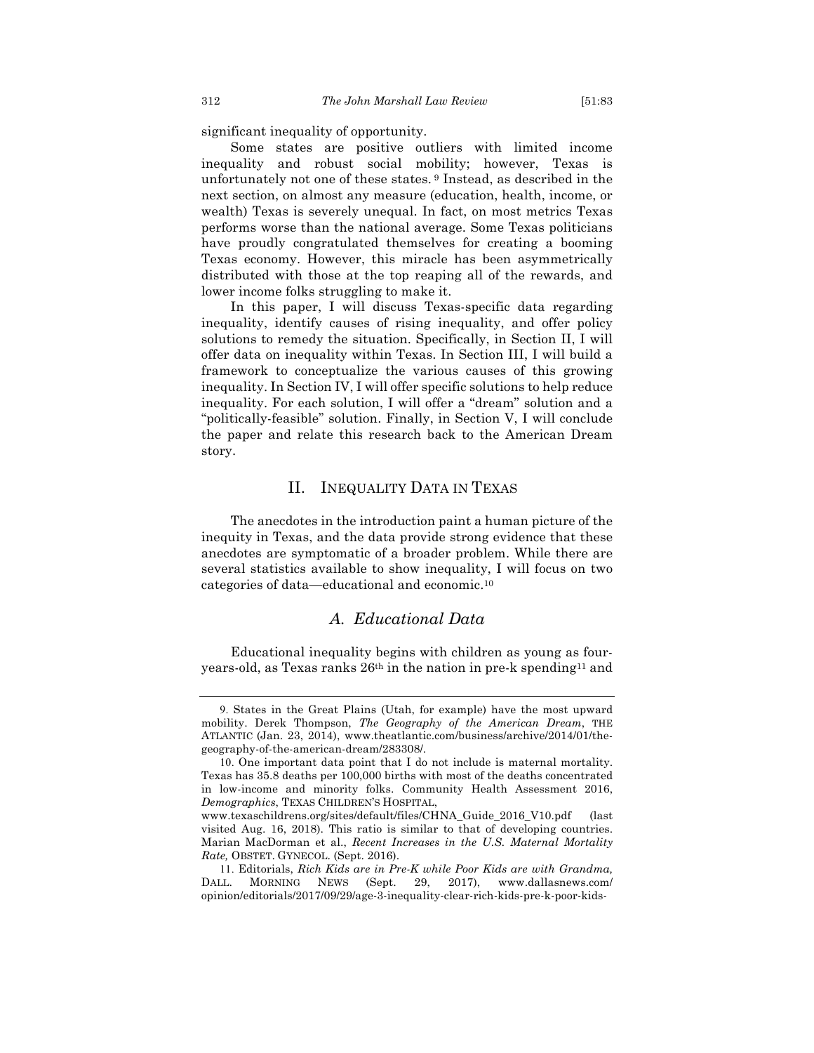significant inequality of opportunity.

Some states are positive outliers with limited income inequality and robust social mobility; however, Texas is unfortunately not one of these states. [9] Instead, as described in the next section, on almost any measure (education, health, income, or wealth) Texas is severely unequal. In fact, on most metrics Texas performs worse than the national average. Some Texas politicians have proudly congratulated themselves for creating a booming Texas economy. However, this miracle has been asymmetrically distributed with those at the top reaping all of the rewards, and lower income folks struggling to make it.

In this paper, I will discuss Texas-specific data regarding inequality, identify causes of rising inequality, and offer policy solutions to remedy the situation. Specifically, in Section II, I will offer data on inequality within Texas. In Section III, I will build a framework to conceptualize the various causes of this growing inequality. In Section IV, I will offer specific solutions to help reduce inequality. For each solution, I will offer a "dream" solution and a "politically-feasible" solution. Finally, in Section V, I will conclude the paper and relate this research back to the American Dream story.

## II. INEQUALITY DATA IN TEXAS

The anecdotes in the introduction paint a human picture of the inequity in Texas, and the data provide strong evidence that these anecdotes are symptomatic of a broader problem. While there are several statistics available to show inequality, I will focus on two categories of data—educational and economic.[10]

### *A. Educational Data*

Educational inequality begins with children as young as four-years-old, as Texas ranks 26th in the nation in pre-k spending[11] and

---

9. States in the Great Plains (Utah, for example) have the most upward mobility. Derek Thompson, *The Geography of the American Dream*, THE ATLANTIC (Jan. 23, 2014), www.theatlantic.com/business/archive/2014/01/the-geography-of-the-american-dream/283308/.

10. One important data point that I do not include is maternal mortality. Texas has 35.8 deaths per 100,000 births with most of the deaths concentrated in low-income and minority folks. Community Health Assessment 2016, *Demographics*, TEXAS CHILDREN'S HOSPITAL, www.texaschildrens.org/sites/default/files/CHNA_Guide_2016_V10.pdf (last visited Aug. 16, 2018). This ratio is similar to that of developing countries. Marian MacDorman et al., *Recent Increases in the U.S. Maternal Mortality Rate,* OBSTET. GYNECOL. (Sept. 2016).

11. Editorials, *Rich Kids are in Pre-K while Poor Kids are with Grandma,* DALL. MORNING NEWS (Sept. 29, 2017), www.dallasnews.com/opinion/editorials/2017/09/29/age-3-inequality-clear-rich-kids-pre-k-poor-kids-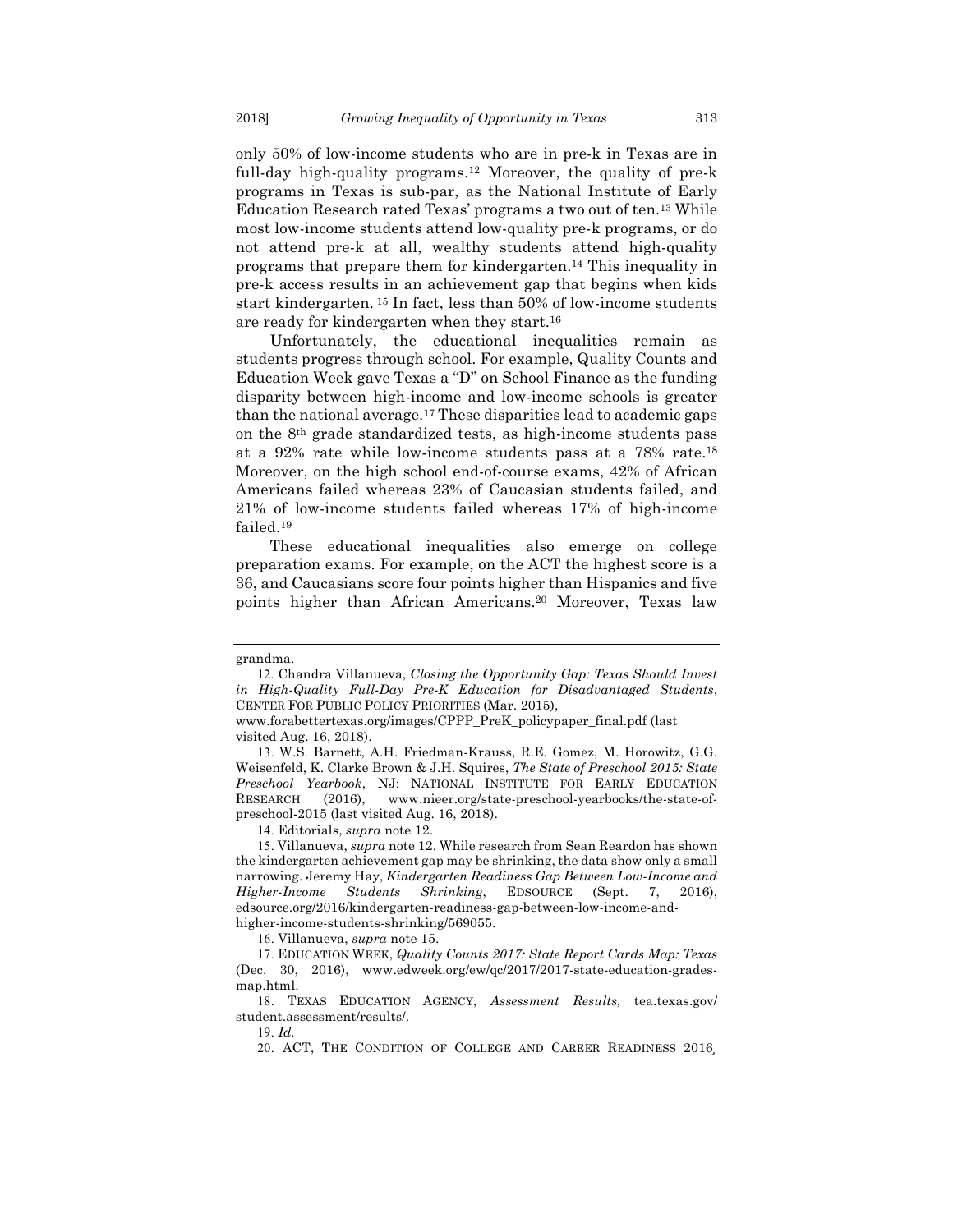only 50% of low-income students who are in pre-k in Texas are in full-day high-quality programs.[12] Moreover, the quality of pre-k programs in Texas is sub-par, as the National Institute of Early Education Research rated Texas' programs a two out of ten.[13] While most low-income students attend low-quality pre-k programs, or do not attend pre-k at all, wealthy students attend high-quality programs that prepare them for kindergarten.[14] This inequality in pre-k access results in an achievement gap that begins when kids start kindergarten. [15] In fact, less than 50% of low-income students are ready for kindergarten when they start.[16]

Unfortunately, the educational inequalities remain as students progress through school. For example, Quality Counts and Education Week gave Texas a "D" on School Finance as the funding disparity between high-income and low-income schools is greater than the national average.[17] These disparities lead to academic gaps on the 8th grade standardized tests, as high-income students pass at a 92% rate while low-income students pass at a 78% rate.[18] Moreover, on the high school end-of-course exams, 42% of African Americans failed whereas 23% of Caucasian students failed, and 21% of low-income students failed whereas 17% of high-income failed.[19]

These educational inequalities also emerge on college preparation exams. For example, on the ACT the highest score is a 36, and Caucasians score four points higher than Hispanics and five points higher than African Americans.[20] Moreover, Texas law

---

grandma.

12. Chandra Villanueva, *Closing the Opportunity Gap: Texas Should Invest in High-Quality Full-Day Pre-K Education for Disadvantaged Students*, CENTER FOR PUBLIC POLICY PRIORITIES (Mar. 2015), www.forabettertexas.org/images/CPPP_PreK_policypaper_final.pdf (last visited Aug. 16, 2018).

13. W.S. Barnett, A.H. Friedman-Krauss, R.E. Gomez, M. Horowitz, G.G. Weisenfeld, K. Clarke Brown & J.H. Squires, *The State of Preschool 2015: State Preschool Yearbook*, NJ: NATIONAL INSTITUTE FOR EARLY EDUCATION RESEARCH (2016), www.nieer.org/state-preschool-yearbooks/the-state-of-preschool-2015 (last visited Aug. 16, 2018).

14. Editorials, *supra* note 12.

15. Villanueva, *supra* note 12. While research from Sean Reardon has shown the kindergarten achievement gap may be shrinking, the data show only a small narrowing. Jeremy Hay, *Kindergarten Readiness Gap Between Low-Income and Higher-Income Students Shrinking*, EDSOURCE (Sept. 7, 2016), edsource.org/2016/kindergarten-readiness-gap-between-low-income-and-higher-income-students-shrinking/569055.

16. Villanueva, *supra* note 15.

17. EDUCATION WEEK, *Quality Counts 2017: State Report Cards Map: Texas* (Dec. 30, 2016), www.edweek.org/ew/qc/2017/2017-state-education-grades-map.html.

18. TEXAS EDUCATION AGENCY, *Assessment Results,* tea.texas.gov/student.assessment/results/.

19. *Id.*

20. ACT, THE CONDITION OF COLLEGE AND CAREER READINESS 2016,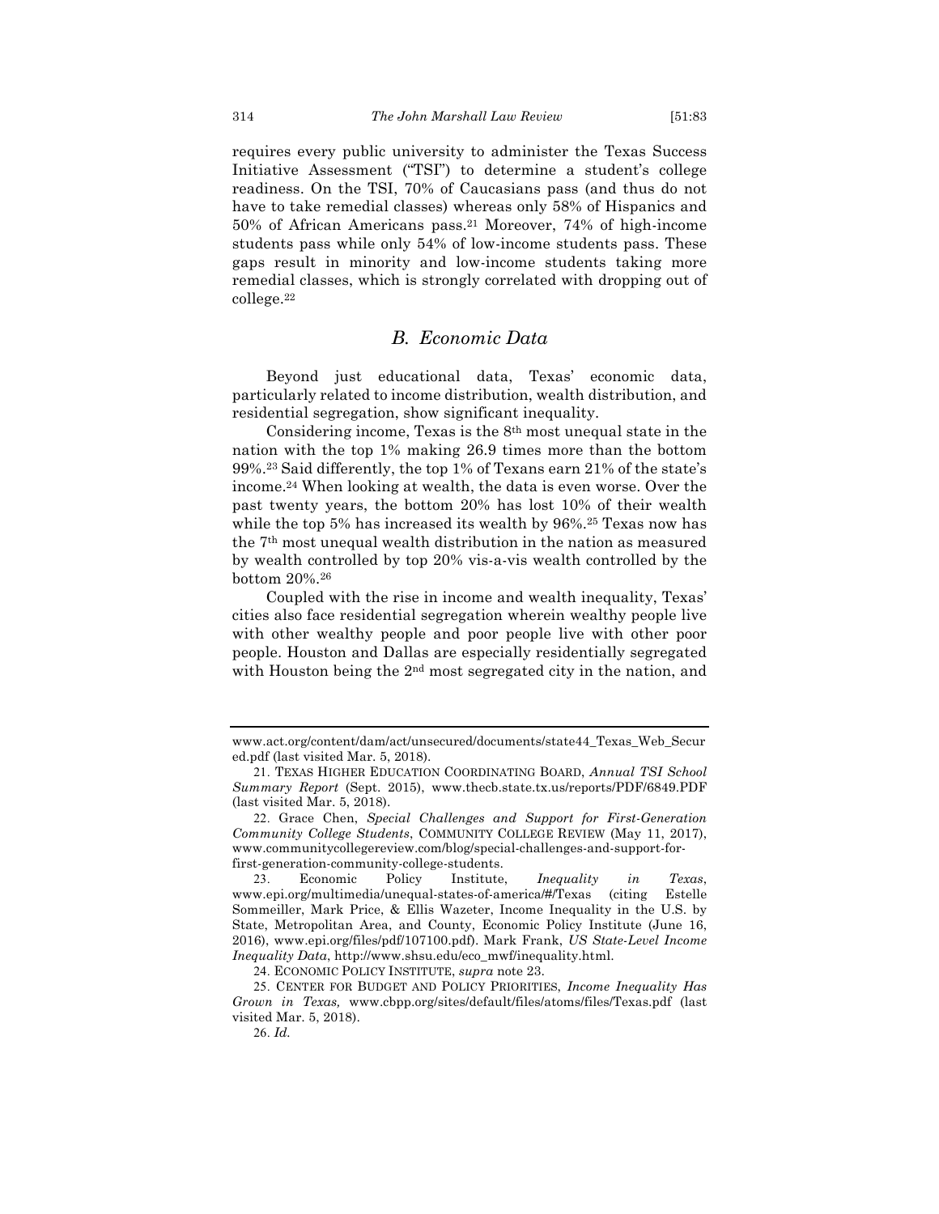requires every public university to administer the Texas Success Initiative Assessment ("TSI") to determine a student's college readiness. On the TSI, 70% of Caucasians pass (and thus do not have to take remedial classes) whereas only 58% of Hispanics and 50% of African Americans pass.[21] Moreover, 74% of high-income students pass while only 54% of low-income students pass. These gaps result in minority and low-income students taking more remedial classes, which is strongly correlated with dropping out of college.[22]

## *B. Economic Data*

Beyond just educational data, Texas' economic data, particularly related to income distribution, wealth distribution, and residential segregation, show significant inequality.

Considering income, Texas is the 8th most unequal state in the nation with the top 1% making 26.9 times more than the bottom 99%.[23] Said differently, the top 1% of Texans earn 21% of the state's income.[24] When looking at wealth, the data is even worse. Over the past twenty years, the bottom 20% has lost 10% of their wealth while the top 5% has increased its wealth by 96%.[25] Texas now has the 7th most unequal wealth distribution in the nation as measured by wealth controlled by top 20% vis-a-vis wealth controlled by the bottom 20%.[26]

Coupled with the rise in income and wealth inequality, Texas' cities also face residential segregation wherein wealthy people live with other wealthy people and poor people live with other poor people. Houston and Dallas are especially residentially segregated with Houston being the 2nd most segregated city in the nation, and

---

www.act.org/content/dam/act/unsecured/documents/state44_Texas_Web_Secured.pdf (last visited Mar. 5, 2018).

21. TEXAS HIGHER EDUCATION COORDINATING BOARD, *Annual TSI School Summary Report* (Sept. 2015), www.thecb.state.tx.us/reports/PDF/6849.PDF (last visited Mar. 5, 2018).

22. Grace Chen, *Special Challenges and Support for First-Generation Community College Students*, COMMUNITY COLLEGE REVIEW (May 11, 2017), www.communitycollegereview.com/blog/special-challenges-and-support-for-first-generation-community-college-students.

23. Economic Policy Institute, *Inequality in Texas*, www.epi.org/multimedia/unequal-states-of-america/#/Texas (citing Estelle Sommeiller, Mark Price, & Ellis Wazeter, Income Inequality in the U.S. by State, Metropolitan Area, and County, Economic Policy Institute (June 16, 2016), www.epi.org/files/pdf/107100.pdf). Mark Frank, *US State-Level Income Inequality Data*, http://www.shsu.edu/eco_mwf/inequality.html.

24. ECONOMIC POLICY INSTITUTE, *supra* note 23.

25. CENTER FOR BUDGET AND POLICY PRIORITIES, *Income Inequality Has Grown in Texas,* www.cbpp.org/sites/default/files/atoms/files/Texas.pdf (last visited Mar. 5, 2018).

26. *Id.*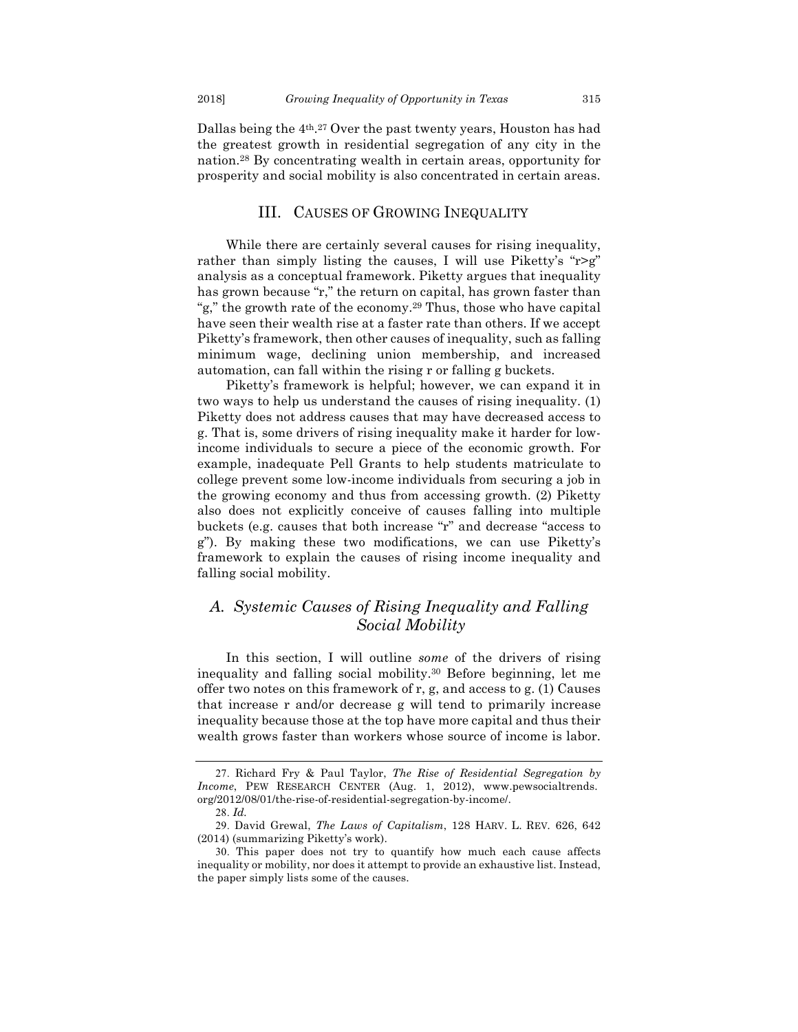Dallas being the 4th.[27] Over the past twenty years, Houston has had the greatest growth in residential segregation of any city in the nation.[28] By concentrating wealth in certain areas, opportunity for prosperity and social mobility is also concentrated in certain areas.

## III. CAUSES OF GROWING INEQUALITY

While there are certainly several causes for rising inequality, rather than simply listing the causes, I will use Piketty's "r>g" analysis as a conceptual framework. Piketty argues that inequality has grown because "r," the return on capital, has grown faster than "g," the growth rate of the economy.[29] Thus, those who have capital have seen their wealth rise at a faster rate than others. If we accept Piketty's framework, then other causes of inequality, such as falling minimum wage, declining union membership, and increased automation, can fall within the rising r or falling g buckets.

Piketty's framework is helpful; however, we can expand it in two ways to help us understand the causes of rising inequality. (1) Piketty does not address causes that may have decreased access to g. That is, some drivers of rising inequality make it harder for low-income individuals to secure a piece of the economic growth. For example, inadequate Pell Grants to help students matriculate to college prevent some low-income individuals from securing a job in the growing economy and thus from accessing growth. (2) Piketty also does not explicitly conceive of causes falling into multiple buckets (e.g. causes that both increase "r" and decrease "access to g"). By making these two modifications, we can use Piketty's framework to explain the causes of rising income inequality and falling social mobility.

### *A. Systemic Causes of Rising Inequality and Falling Social Mobility*

In this section, I will outline *some* of the drivers of rising inequality and falling social mobility.[30] Before beginning, let me offer two notes on this framework of r, g, and access to g. (1) Causes that increase r and/or decrease g will tend to primarily increase inequality because those at the top have more capital and thus their wealth grows faster than workers whose source of income is labor.

---

27. Richard Fry & Paul Taylor, *The Rise of Residential Segregation by Income*, PEW RESEARCH CENTER (Aug. 1, 2012), www.pewsocialtrends.org/2012/08/01/the-rise-of-residential-segregation-by-income/.

28. *Id.*

29. David Grewal, *The Laws of Capitalism*, 128 HARV. L. REV. 626, 642 (2014) (summarizing Piketty's work).

30. This paper does not try to quantify how much each cause affects inequality or mobility, nor does it attempt to provide an exhaustive list. Instead, the paper simply lists some of the causes.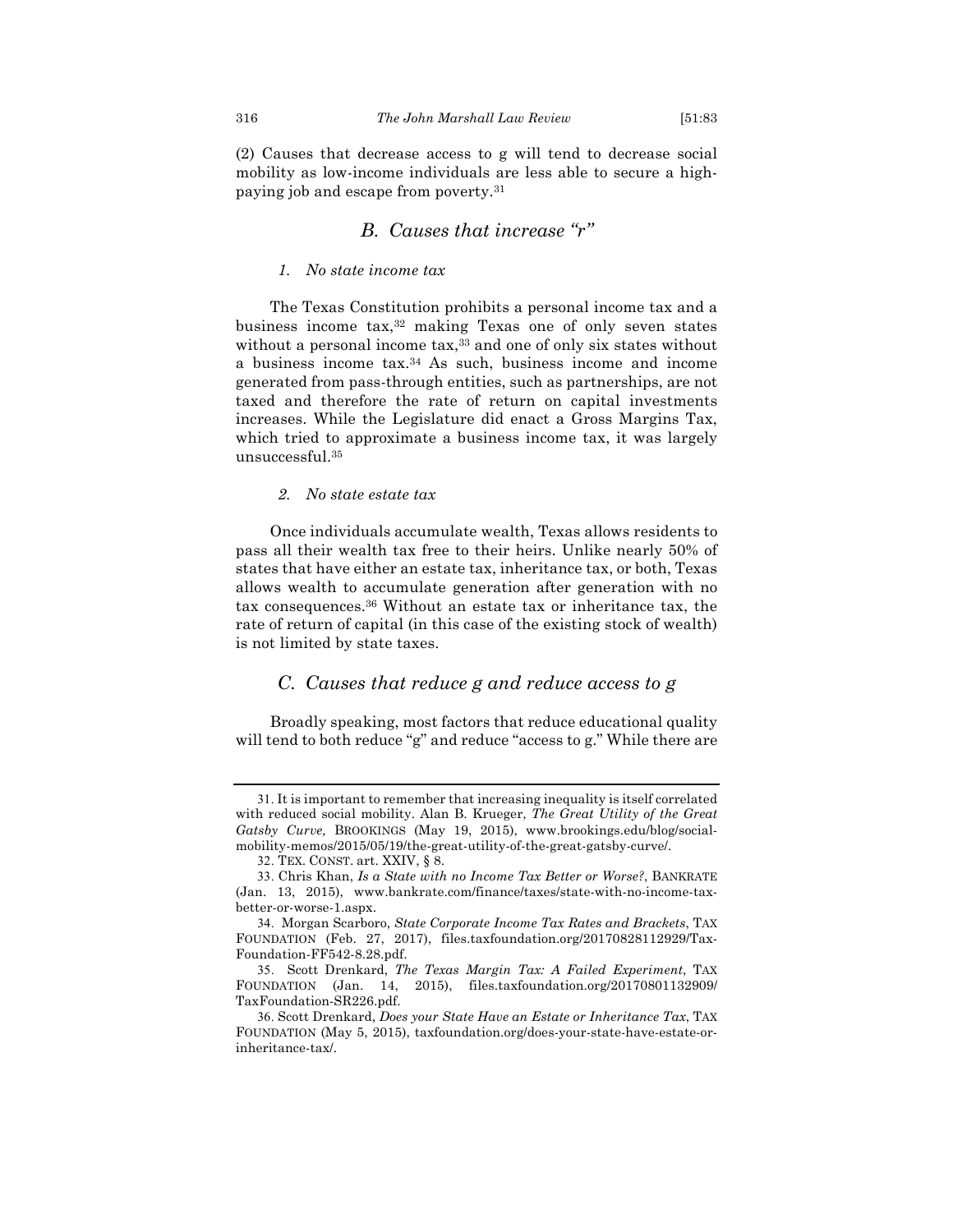(2) Causes that decrease access to g will tend to decrease social mobility as low-income individuals are less able to secure a high-paying job and escape from poverty.[31]

## B. Causes that increase "r"

### 1. No state income tax

The Texas Constitution prohibits a personal income tax and a business income tax,[32] making Texas one of only seven states without a personal income tax,[33] and one of only six states without a business income tax.[34] As such, business income and income generated from pass-through entities, such as partnerships, are not taxed and therefore the rate of return on capital investments increases. While the Legislature did enact a Gross Margins Tax, which tried to approximate a business income tax, it was largely unsuccessful.[35]

### 2. No state estate tax

Once individuals accumulate wealth, Texas allows residents to pass all their wealth tax free to their heirs. Unlike nearly 50% of states that have either an estate tax, inheritance tax, or both, Texas allows wealth to accumulate generation after generation with no tax consequences.[36] Without an estate tax or inheritance tax, the rate of return of capital (in this case of the existing stock of wealth) is not limited by state taxes.

## C. Causes that reduce g and reduce access to g

Broadly speaking, most factors that reduce educational quality will tend to both reduce "g" and reduce "access to g." While there are

---

31. It is important to remember that increasing inequality is itself correlated with reduced social mobility. Alan B. Krueger, *The Great Utility of the Great Gatsby Curve,* BROOKINGS (May 19, 2015), www.brookings.edu/blog/social-mobility-memos/2015/05/19/the-great-utility-of-the-great-gatsby-curve/.

32. TEX. CONST. art. XXIV, § 8.

33. Chris Khan, *Is a State with no Income Tax Better or Worse?*, BANKRATE (Jan. 13, 2015), www.bankrate.com/finance/taxes/state-with-no-income-tax-better-or-worse-1.aspx.

34. Morgan Scarboro, *State Corporate Income Tax Rates and Brackets*, TAX FOUNDATION (Feb. 27, 2017), files.taxfoundation.org/20170828112929/Tax-Foundation-FF542-8.28.pdf.

35. Scott Drenkard, *The Texas Margin Tax: A Failed Experiment*, TAX FOUNDATION (Jan. 14, 2015), files.taxfoundation.org/20170801132909/TaxFoundation-SR226.pdf.

36. Scott Drenkard, *Does your State Have an Estate or Inheritance Tax*, TAX FOUNDATION (May 5, 2015), taxfoundation.org/does-your-state-have-estate-or-inheritance-tax/.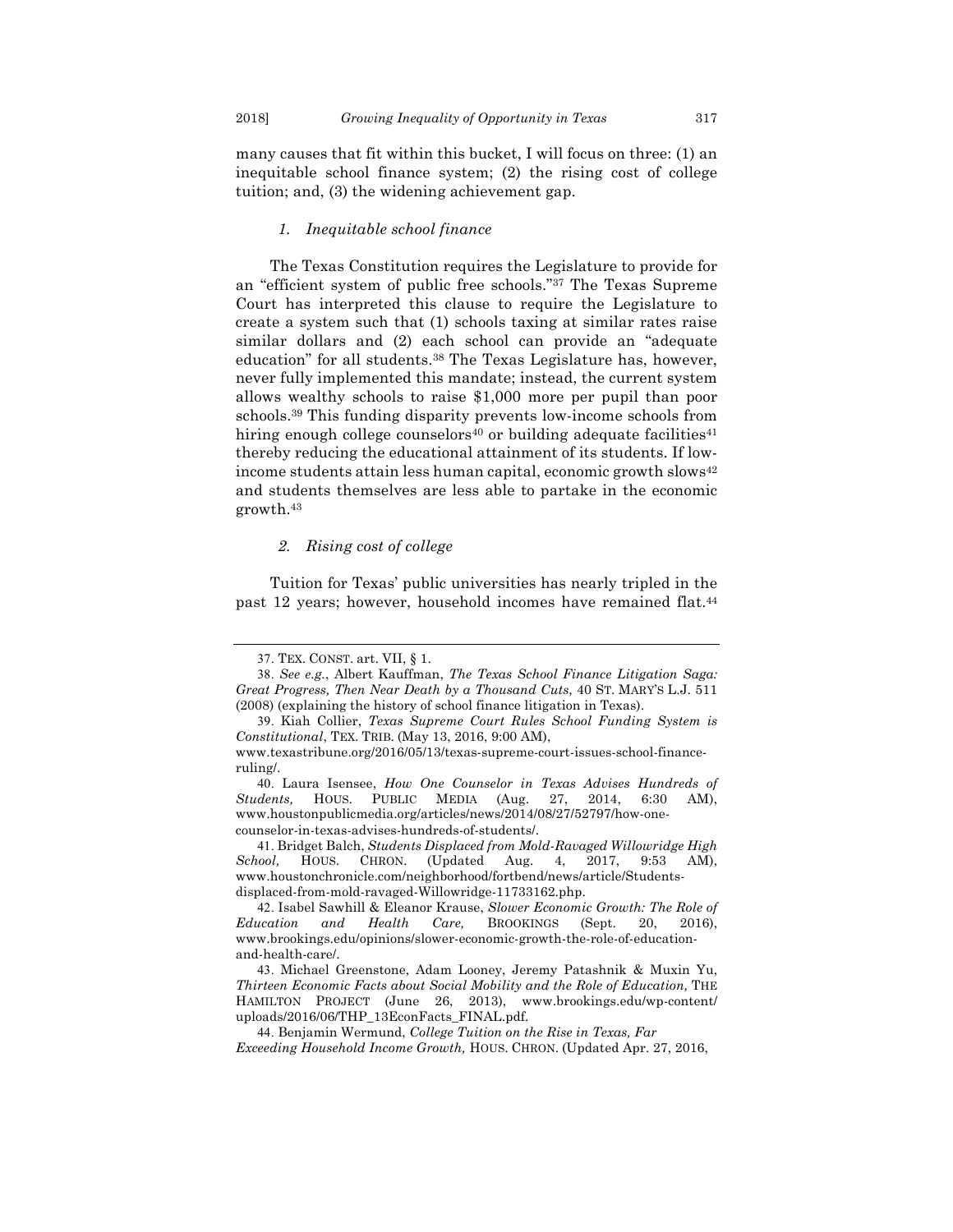many causes that fit within this bucket, I will focus on three: (1) an inequitable school finance system; (2) the rising cost of college tuition; and, (3) the widening achievement gap.

#### *1. Inequitable school finance*

The Texas Constitution requires the Legislature to provide for an "efficient system of public free schools."[37] The Texas Supreme Court has interpreted this clause to require the Legislature to create a system such that (1) schools taxing at similar rates raise similar dollars and (2) each school can provide an "adequate education" for all students.[38] The Texas Legislature has, however, never fully implemented this mandate; instead, the current system allows wealthy schools to raise $1,000 more per pupil than poor schools.[39] This funding disparity prevents low-income schools from hiring enough college counselors[40] or building adequate facilities[41] thereby reducing the educational attainment of its students. If low-income students attain less human capital, economic growth slows[42] and students themselves are less able to partake in the economic growth.[43]

#### *2. Rising cost of college*

Tuition for Texas' public universities has nearly tripled in the past 12 years; however, household incomes have remained flat.[44]

---

37. TEX. CONST. art. VII, § 1.

38. *See e.g.*, Albert Kauffman, *The Texas School Finance Litigation Saga: Great Progress, Then Near Death by a Thousand Cuts*, 40 ST. MARY'S L.J. 511 (2008) (explaining the history of school finance litigation in Texas).

39. Kiah Collier, *Texas Supreme Court Rules School Funding System is Constitutional*, TEX. TRIB. (May 13, 2016, 9:00 AM), www.texastribune.org/2016/05/13/texas-supreme-court-issues-school-finance-ruling/.

40. Laura Isensee, *How One Counselor in Texas Advises Hundreds of Students,* HOUS. PUBLIC MEDIA (Aug. 27, 2014, 6:30 AM), www.houstonpublicmedia.org/articles/news/2014/08/27/52797/how-one-counselor-in-texas-advises-hundreds-of-students/.

41. Bridget Balch, *Students Displaced from Mold-Ravaged Willowridge High School,* HOUS. CHRON. (Updated Aug. 4, 2017, 9:53 AM), www.houstonchronicle.com/neighborhood/fortbend/news/article/Students-displaced-from-mold-ravaged-Willowridge-11733162.php.

42. Isabel Sawhill & Eleanor Krause, *Slower Economic Growth: The Role of Education and Health Care,* BROOKINGS (Sept. 20, 2016), www.brookings.edu/opinions/slower-economic-growth-the-role-of-education-and-health-care/.

43. Michael Greenstone, Adam Looney, Jeremy Patashnik & Muxin Yu, *Thirteen Economic Facts about Social Mobility and the Role of Education,* THE HAMILTON PROJECT (June 26, 2013), www.brookings.edu/wp-content/uploads/2016/06/THP_13EconFacts_FINAL.pdf.

44. Benjamin Wermund, *College Tuition on the Rise in Texas, Far Exceeding Household Income Growth,* HOUS. CHRON. (Updated Apr. 27, 2016,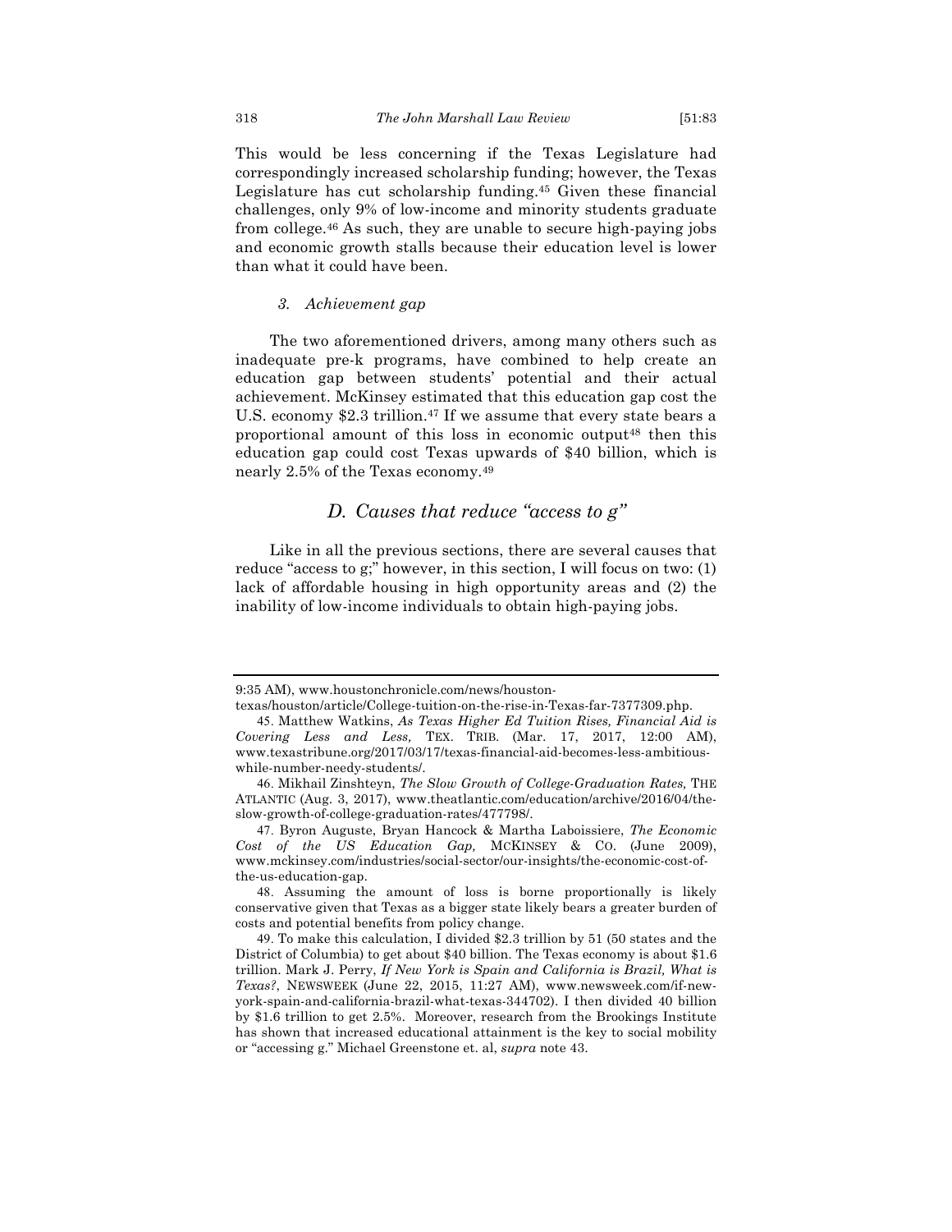This would be less concerning if the Texas Legislature had correspondingly increased scholarship funding; however, the Texas Legislature has cut scholarship funding.[45] Given these financial challenges, only 9% of low-income and minority students graduate from college.[46] As such, they are unable to secure high-paying jobs and economic growth stalls because their education level is lower than what it could have been.

#### *3. Achievement gap*

The two aforementioned drivers, among many others such as inadequate pre-k programs, have combined to help create an education gap between students' potential and their actual achievement. McKinsey estimated that this education gap cost the U.S. economy $2.3 trillion.[47] If we assume that every state bears a proportional amount of this loss in economic output[48] then this education gap could cost Texas upwards of $40 billion, which is nearly 2.5% of the Texas economy.[49]

### *D. Causes that reduce "access to g"*

Like in all the previous sections, there are several causes that reduce "access to g;" however, in this section, I will focus on two: (1) lack of affordable housing in high opportunity areas and (2) the inability of low-income individuals to obtain high-paying jobs.

---

9:35 AM), www.houstonchronicle.com/news/houston-texas/houston/article/College-tuition-on-the-rise-in-Texas-far-7377309.php.

45. Matthew Watkins, *As Texas Higher Ed Tuition Rises, Financial Aid is Covering Less and Less,* TEX. TRIB. (Mar. 17, 2017, 12:00 AM), www.texastribune.org/2017/03/17/texas-financial-aid-becomes-less-ambitious-while-number-needy-students/.

46. Mikhail Zinshteyn, *The Slow Growth of College-Graduation Rates,* THE ATLANTIC (Aug. 3, 2017), www.theatlantic.com/education/archive/2016/04/the-slow-growth-of-college-graduation-rates/477798/.

47. Byron Auguste, Bryan Hancock & Martha Laboissiere, *The Economic Cost of the US Education Gap,* MCKINSEY & CO. (June 2009), www.mckinsey.com/industries/social-sector/our-insights/the-economic-cost-of-the-us-education-gap.

48. Assuming the amount of loss is borne proportionally is likely conservative given that Texas as a bigger state likely bears a greater burden of costs and potential benefits from policy change.

49. To make this calculation, I divided $2.3 trillion by 51 (50 states and the District of Columbia) to get about $40 billion. The Texas economy is about $1.6 trillion. Mark J. Perry, *If New York is Spain and California is Brazil, What is Texas?*, NEWSWEEK (June 22, 2015, 11:27 AM), www.newsweek.com/if-new-york-spain-and-california-brazil-what-texas-344702). I then divided 40 billion by $1.6 trillion to get 2.5%. Moreover, research from the Brookings Institute has shown that increased educational attainment is the key to social mobility or "accessing g." Michael Greenstone et. al, *supra* note 43.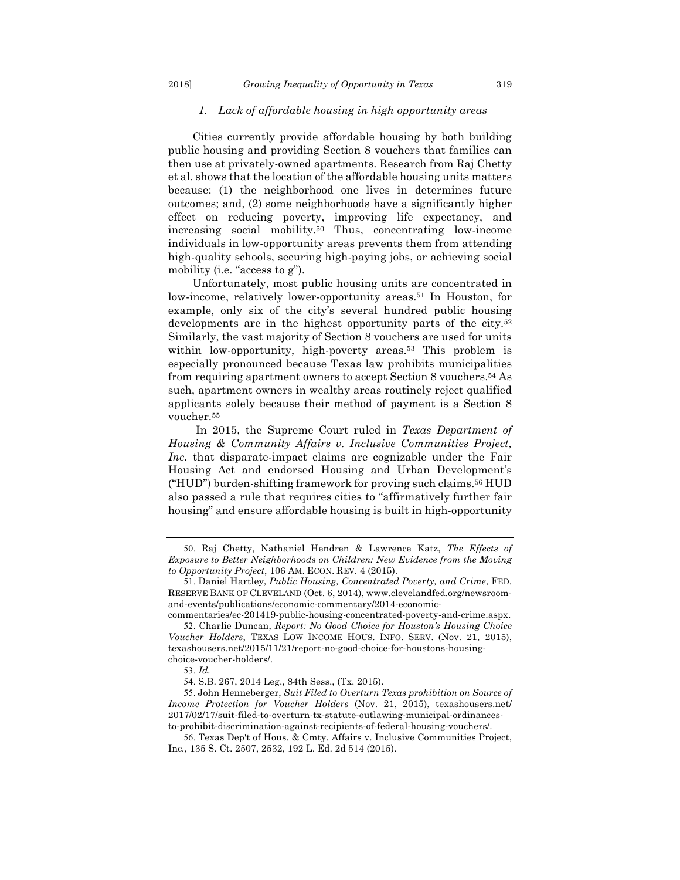### *1. Lack of affordable housing in high opportunity areas*

Cities currently provide affordable housing by both building public housing and providing Section 8 vouchers that families can then use at privately-owned apartments. Research from Raj Chetty et al. shows that the location of the affordable housing units matters because: (1) the neighborhood one lives in determines future outcomes; and, (2) some neighborhoods have a significantly higher effect on reducing poverty, improving life expectancy, and increasing social mobility.[50] Thus, concentrating low-income individuals in low-opportunity areas prevents them from attending high-quality schools, securing high-paying jobs, or achieving social mobility (i.e. "access to g").

Unfortunately, most public housing units are concentrated in low-income, relatively lower-opportunity areas.[51] In Houston, for example, only six of the city's several hundred public housing developments are in the highest opportunity parts of the city.[52] Similarly, the vast majority of Section 8 vouchers are used for units within low-opportunity, high-poverty areas.[53] This problem is especially pronounced because Texas law prohibits municipalities from requiring apartment owners to accept Section 8 vouchers.[54] As such, apartment owners in wealthy areas routinely reject qualified applicants solely because their method of payment is a Section 8 voucher.[55]

In 2015, the Supreme Court ruled in *Texas Department of Housing & Community Affairs v. Inclusive Communities Project, Inc.* that disparate-impact claims are cognizable under the Fair Housing Act and endorsed Housing and Urban Development's ("HUD") burden-shifting framework for proving such claims.[56] HUD also passed a rule that requires cities to "affirmatively further fair housing" and ensure affordable housing is built in high-opportunity

---

50. Raj Chetty, Nathaniel Hendren & Lawrence Katz, *The Effects of Exposure to Better Neighborhoods on Children: New Evidence from the Moving to Opportunity Project*, 106 AM. ECON. REV. 4 (2015).

51. Daniel Hartley, *Public Housing, Concentrated Poverty, and Crime*, FED. RESERVE BANK OF CLEVELAND (Oct. 6, 2014), www.clevelandfed.org/newsroom-and-events/publications/economic-commentary/2014-economic-commentaries/ec-201419-public-housing-concentrated-poverty-and-crime.aspx.

52. Charlie Duncan, *Report: No Good Choice for Houston's Housing Choice Voucher Holders*, TEXAS LOW INCOME HOUS. INFO. SERV. (Nov. 21, 2015), texashousers.net/2015/11/21/report-no-good-choice-for-houstons-housing-choice-voucher-holders/.

53. *Id.*

54. S.B. 267, 2014 Leg., 84th Sess., (Tx. 2015).

55. John Henneberger, *Suit Filed to Overturn Texas prohibition on Source of Income Protection for Voucher Holders* (Nov. 21, 2015), texashousers.net/2017/02/17/suit-filed-to-overturn-tx-statute-outlawing-municipal-ordinances-to-prohibit-discrimination-against-recipients-of-federal-housing-vouchers/.

56. Texas Dep't of Hous. & Cmty. Affairs v. Inclusive Communities Project, Inc., 135 S. Ct. 2507, 2532, 192 L. Ed. 2d 514 (2015).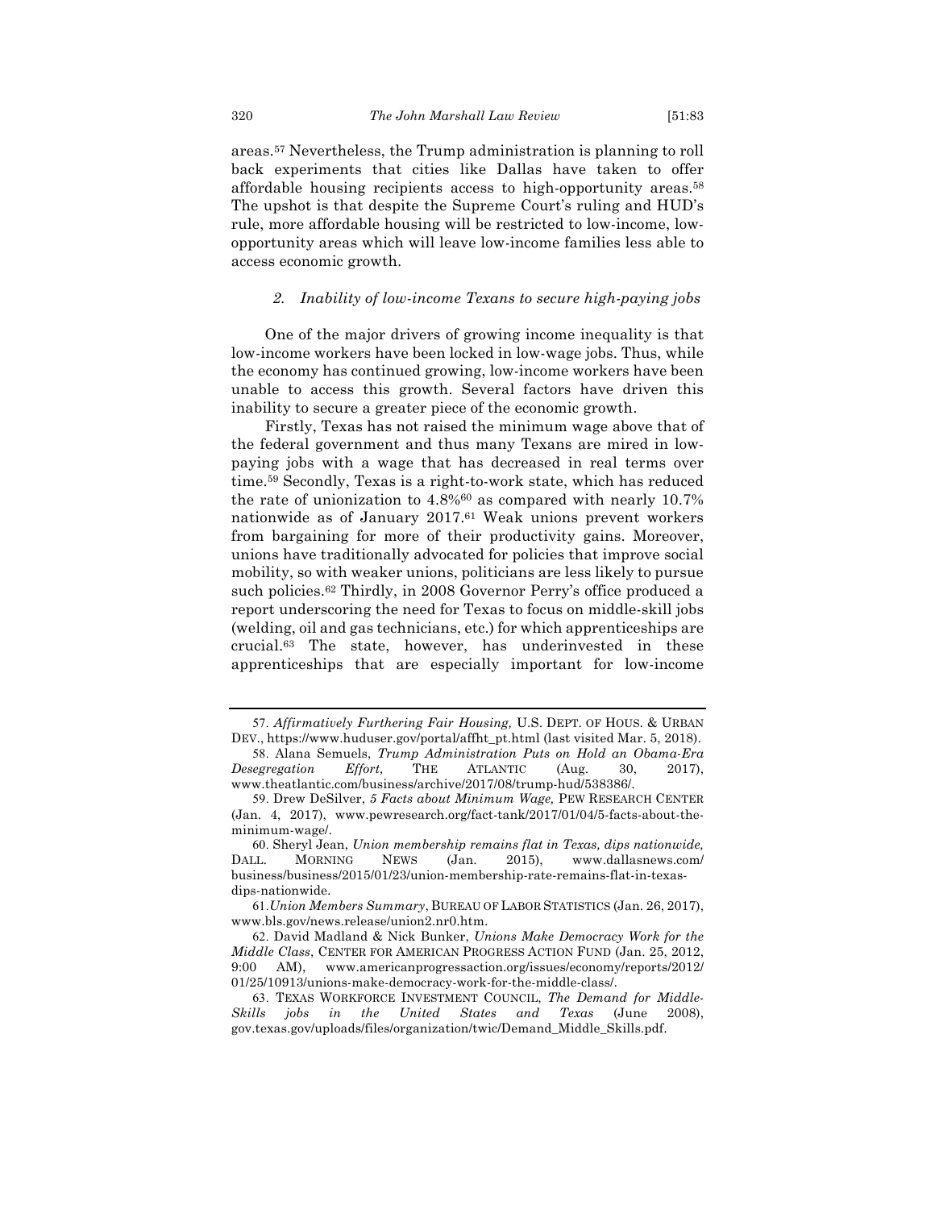areas.[57] Nevertheless, the Trump administration is planning to roll back experiments that cities like Dallas have taken to offer affordable housing recipients access to high-opportunity areas.[58] The upshot is that despite the Supreme Court's ruling and HUD's rule, more affordable housing will be restricted to low-income, low-opportunity areas which will leave low-income families less able to access economic growth.

### *2. Inability of low-income Texans to secure high-paying jobs*

One of the major drivers of growing income inequality is that low-income workers have been locked in low-wage jobs. Thus, while the economy has continued growing, low-income workers have been unable to access this growth. Several factors have driven this inability to secure a greater piece of the economic growth.

Firstly, Texas has not raised the minimum wage above that of the federal government and thus many Texans are mired in low-paying jobs with a wage that has decreased in real terms over time.[59] Secondly, Texas is a right-to-work state, which has reduced the rate of unionization to 4.8%[60] as compared with nearly 10.7% nationwide as of January 2017.[61] Weak unions prevent workers from bargaining for more of their productivity gains. Moreover, unions have traditionally advocated for policies that improve social mobility, so with weaker unions, politicians are less likely to pursue such policies.[62] Thirdly, in 2008 Governor Perry's office produced a report underscoring the need for Texas to focus on middle-skill jobs (welding, oil and gas technicians, etc.) for which apprenticeships are crucial.[63] The state, however, has underinvested in these apprenticeships that are especially important for low-income

---

57. *Affirmatively Furthering Fair Housing,* U.S. DEPT. OF HOUS. & URBAN DEV., https://www.huduser.gov/portal/affht_pt.html (last visited Mar. 5, 2018).

58. Alana Semuels, *Trump Administration Puts on Hold an Obama-Era Desegregation Effort,* THE ATLANTIC (Aug. 30, 2017), www.theatlantic.com/business/archive/2017/08/trump-hud/538386/.

59. Drew DeSilver, *5 Facts about Minimum Wage,* PEW RESEARCH CENTER (Jan. 4, 2017), www.pewresearch.org/fact-tank/2017/01/04/5-facts-about-the-minimum-wage/.

60. Sheryl Jean, *Union membership remains flat in Texas, dips nationwide,* DALL. MORNING NEWS (Jan. 2015), www.dallasnews.com/business/business/2015/01/23/union-membership-rate-remains-flat-in-texas-dips-nationwide.

61. *Union Members Summary*, BUREAU OF LABOR STATISTICS (Jan. 26, 2017), www.bls.gov/news.release/union2.nr0.htm.

62. David Madland & Nick Bunker, *Unions Make Democracy Work for the Middle Class*, CENTER FOR AMERICAN PROGRESS ACTION FUND (Jan. 25, 2012, 9:00 AM), www.americanprogressaction.org/issues/economy/reports/2012/01/25/10913/unions-make-democracy-work-for-the-middle-class/.

63. TEXAS WORKFORCE INVESTMENT COUNCIL, *The Demand for Middle-Skills jobs in the United States and Texas* (June 2008), gov.texas.gov/uploads/files/organization/twic/Demand_Middle_Skills.pdf.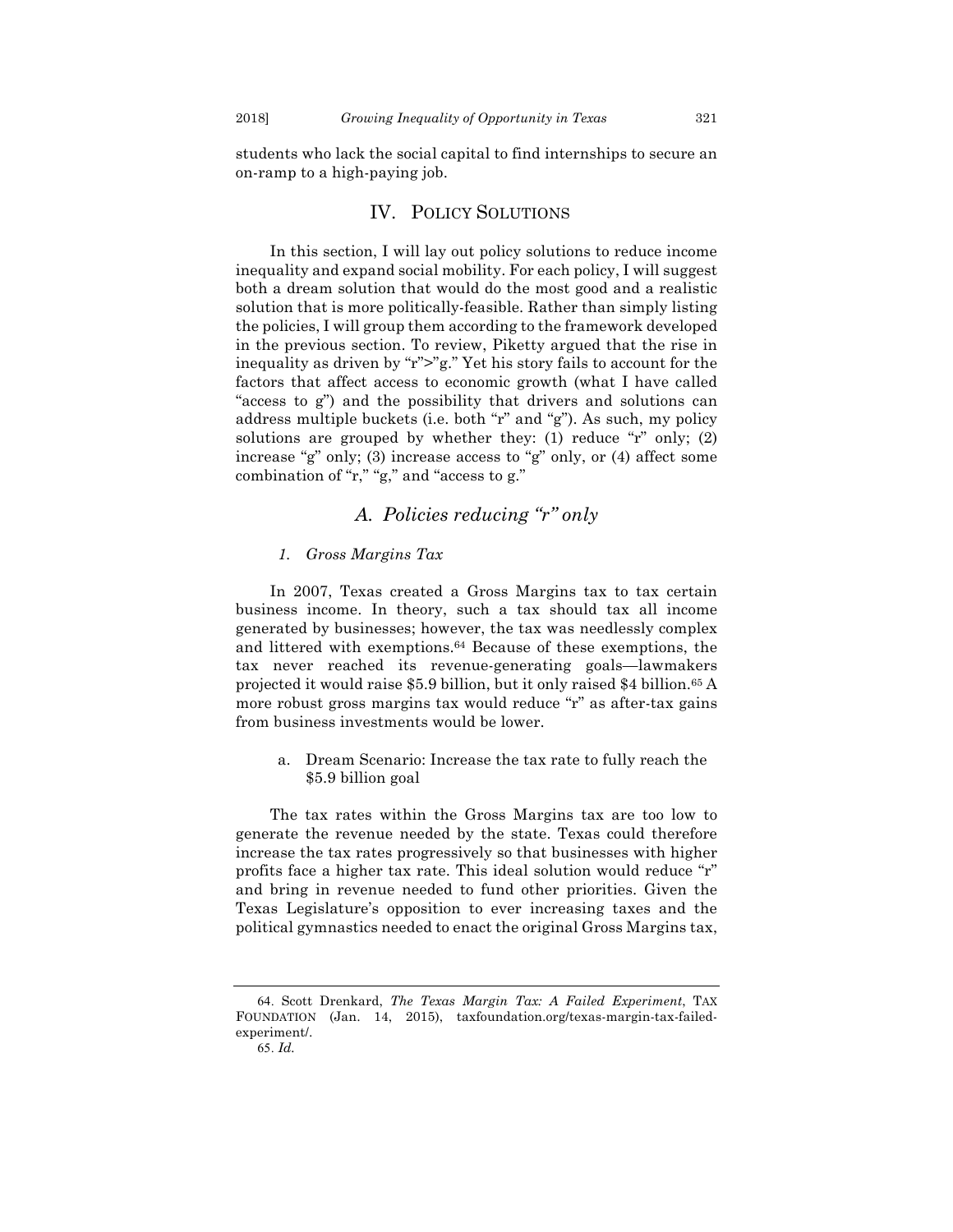students who lack the social capital to find internships to secure an on-ramp to a high-paying job.

## IV. Policy Solutions

In this section, I will lay out policy solutions to reduce income inequality and expand social mobility. For each policy, I will suggest both a dream solution that would do the most good and a realistic solution that is more politically-feasible. Rather than simply listing the policies, I will group them according to the framework developed in the previous section. To review, Piketty argued that the rise in inequality as driven by "r">"g." Yet his story fails to account for the factors that affect access to economic growth (what I have called "access to g") and the possibility that drivers and solutions can address multiple buckets (i.e. both "r" and "g"). As such, my policy solutions are grouped by whether they: (1) reduce "r" only; (2) increase "g" only; (3) increase access to "g" only, or (4) affect some combination of "r," "g," and "access to g."

### *A. Policies reducing "r" only*

#### *1. Gross Margins Tax*

In 2007, Texas created a Gross Margins tax to tax certain business income. In theory, such a tax should tax all income generated by businesses; however, the tax was needlessly complex and littered with exemptions.[64] Because of these exemptions, the tax never reached its revenue-generating goals—lawmakers projected it would raise $5.9 billion, but it only raised $4 billion.[65] A more robust gross margins tax would reduce "r" as after-tax gains from business investments would be lower.

a. Dream Scenario: Increase the tax rate to fully reach the $5.9 billion goal

The tax rates within the Gross Margins tax are too low to generate the revenue needed by the state. Texas could therefore increase the tax rates progressively so that businesses with higher profits face a higher tax rate. This ideal solution would reduce "r" and bring in revenue needed to fund other priorities. Given the Texas Legislature's opposition to ever increasing taxes and the political gymnastics needed to enact the original Gross Margins tax,

---

64. Scott Drenkard, *The Texas Margin Tax: A Failed Experiment*, TAX FOUNDATION (Jan. 14, 2015), taxfoundation.org/texas-margin-tax-failed-experiment/.

65. *Id.*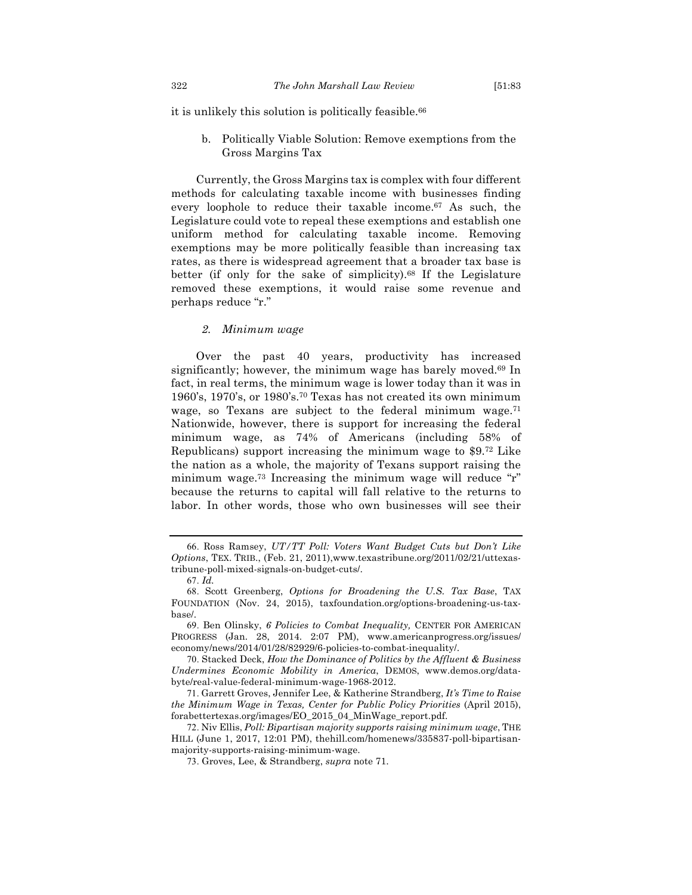it is unlikely this solution is politically feasible.[66]

b. Politically Viable Solution: Remove exemptions from the Gross Margins Tax

Currently, the Gross Margins tax is complex with four different methods for calculating taxable income with businesses finding every loophole to reduce their taxable income.[67] As such, the Legislature could vote to repeal these exemptions and establish one uniform method for calculating taxable income. Removing exemptions may be more politically feasible than increasing tax rates, as there is widespread agreement that a broader tax base is better (if only for the sake of simplicity).[68] If the Legislature removed these exemptions, it would raise some revenue and perhaps reduce "r."

*2. Minimum wage*

Over the past 40 years, productivity has increased significantly; however, the minimum wage has barely moved.[69] In fact, in real terms, the minimum wage is lower today than it was in 1960's, 1970's, or 1980's.[70] Texas has not created its own minimum wage, so Texans are subject to the federal minimum wage.[71] Nationwide, however, there is support for increasing the federal minimum wage, as 74% of Americans (including 58% of Republicans) support increasing the minimum wage to $9.[72] Like the nation as a whole, the majority of Texans support raising the minimum wage.[73] Increasing the minimum wage will reduce "r" because the returns to capital will fall relative to the returns to labor. In other words, those who own businesses will see their

---

66. Ross Ramsey, *UT/TT Poll: Voters Want Budget Cuts but Don't Like Options*, TEX. TRIB., (Feb. 21, 2011),www.texastribune.org/2011/02/21/uttexas-tribune-poll-mixed-signals-on-budget-cuts/.

67. *Id.*

68. Scott Greenberg, *Options for Broadening the U.S. Tax Base*, TAX FOUNDATION (Nov. 24, 2015), taxfoundation.org/options-broadening-us-tax-base/.

69. Ben Olinsky, *6 Policies to Combat Inequality,* CENTER FOR AMERICAN PROGRESS (Jan. 28, 2014. 2:07 PM), www.americanprogress.org/issues/economy/news/2014/01/28/82929/6-policies-to-combat-inequality/.

70. Stacked Deck, *How the Dominance of Politics by the Affluent & Business Undermines Economic Mobility in America*, DEMOS, www.demos.org/data-byte/real-value-federal-minimum-wage-1968-2012.

71. Garrett Groves, Jennifer Lee, & Katherine Strandberg, *It's Time to Raise the Minimum Wage in Texas, Center for Public Policy Priorities* (April 2015), forabettertexas.org/images/EO_2015_04_MinWage_report.pdf.

72. Niv Ellis, *Poll: Bipartisan majority supports raising minimum wage*, THE HILL (June 1, 2017, 12:01 PM), thehill.com/homenews/335837-poll-bipartisan-majority-supports-raising-minimum-wage.

73. Groves, Lee, & Strandberg, *supra* note 71.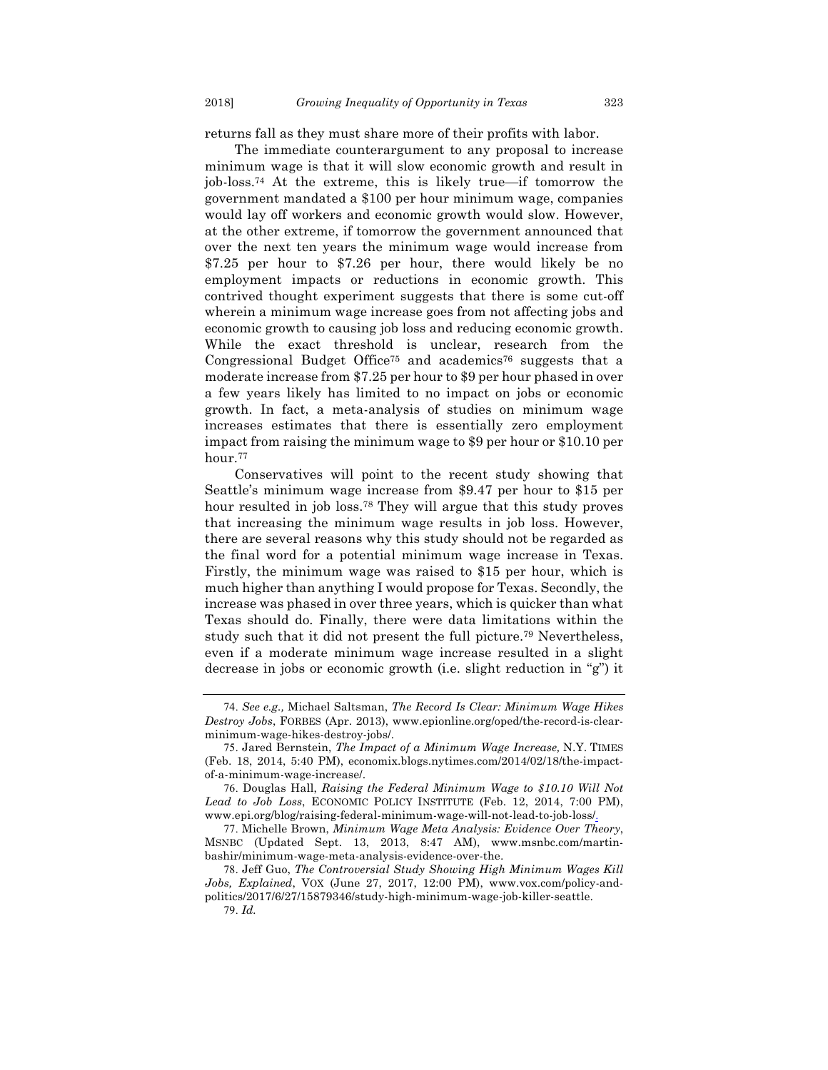returns fall as they must share more of their profits with labor.

The immediate counterargument to any proposal to increase minimum wage is that it will slow economic growth and result in job-loss.[74] At the extreme, this is likely true—if tomorrow the government mandated a $100 per hour minimum wage, companies would lay off workers and economic growth would slow. However, at the other extreme, if tomorrow the government announced that over the next ten years the minimum wage would increase from $7.25 per hour to $7.26 per hour, there would likely be no employment impacts or reductions in economic growth. This contrived thought experiment suggests that there is some cut-off wherein a minimum wage increase goes from not affecting jobs and economic growth to causing job loss and reducing economic growth. While the exact threshold is unclear, research from the Congressional Budget Office[75] and academics[76] suggests that a moderate increase from $7.25 per hour to $9 per hour phased in over a few years likely has limited to no impact on jobs or economic growth. In fact, a meta-analysis of studies on minimum wage increases estimates that there is essentially zero employment impact from raising the minimum wage to $9 per hour or $10.10 per hour.[77]

Conservatives will point to the recent study showing that Seattle's minimum wage increase from $9.47 per hour to $15 per hour resulted in job loss.[78] They will argue that this study proves that increasing the minimum wage results in job loss. However, there are several reasons why this study should not be regarded as the final word for a potential minimum wage increase in Texas. Firstly, the minimum wage was raised to $15 per hour, which is much higher than anything I would propose for Texas. Secondly, the increase was phased in over three years, which is quicker than what Texas should do. Finally, there were data limitations within the study such that it did not present the full picture.[79] Nevertheless, even if a moderate minimum wage increase resulted in a slight decrease in jobs or economic growth (i.e. slight reduction in "g") it

---

74. *See e.g.,* Michael Saltsman, *The Record Is Clear: Minimum Wage Hikes Destroy Jobs*, FORBES (Apr. 2013), www.epionline.org/oped/the-record-is-clear-minimum-wage-hikes-destroy-jobs/.

75. Jared Bernstein, *The Impact of a Minimum Wage Increase,* N.Y. TIMES (Feb. 18, 2014, 5:40 PM), economix.blogs.nytimes.com/2014/02/18/the-impact-of-a-minimum-wage-increase/.

76. Douglas Hall, *Raising the Federal Minimum Wage to $10.10 Will Not Lead to Job Loss*, ECONOMIC POLICY INSTITUTE (Feb. 12, 2014, 7:00 PM), www.epi.org/blog/raising-federal-minimum-wage-will-not-lead-to-job-loss/.

77. Michelle Brown, *Minimum Wage Meta Analysis: Evidence Over Theory*, MSNBC (Updated Sept. 13, 2013, 8:47 AM), www.msnbc.com/martin-bashir/minimum-wage-meta-analysis-evidence-over-the.

78. Jeff Guo, *The Controversial Study Showing High Minimum Wages Kill Jobs, Explained*, VOX (June 27, 2017, 12:00 PM), www.vox.com/policy-and-politics/2017/6/27/15879346/study-high-minimum-wage-job-killer-seattle.

79. *Id.*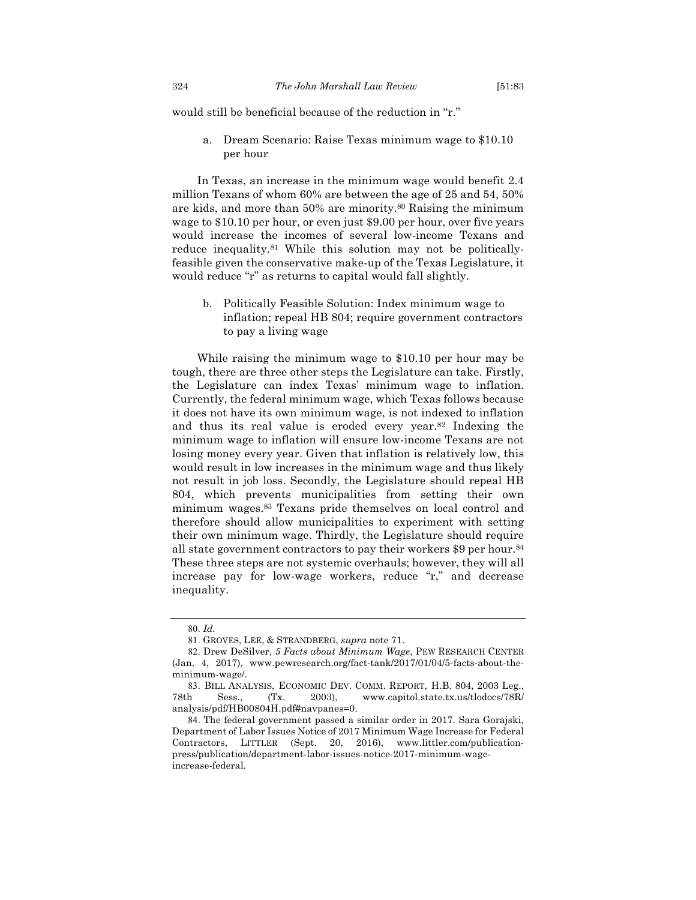would still be beneficial because of the reduction in "r."

a. Dream Scenario: Raise Texas minimum wage to $10.10 per hour

In Texas, an increase in the minimum wage would benefit 2.4 million Texans of whom 60% are between the age of 25 and 54, 50% are kids, and more than 50% are minority.[80] Raising the minimum wage to $10.10 per hour, or even just $9.00 per hour, over five years would increase the incomes of several low-income Texans and reduce inequality.[81] While this solution may not be politically-feasible given the conservative make-up of the Texas Legislature, it would reduce "r" as returns to capital would fall slightly.

b. Politically Feasible Solution: Index minimum wage to inflation; repeal HB 804; require government contractors to pay a living wage

While raising the minimum wage to $10.10 per hour may be tough, there are three other steps the Legislature can take. Firstly, the Legislature can index Texas' minimum wage to inflation. Currently, the federal minimum wage, which Texas follows because it does not have its own minimum wage, is not indexed to inflation and thus its real value is eroded every year.[82] Indexing the minimum wage to inflation will ensure low-income Texans are not losing money every year. Given that inflation is relatively low, this would result in low increases in the minimum wage and thus likely not result in job loss. Secondly, the Legislature should repeal HB 804, which prevents municipalities from setting their own minimum wages.[83] Texans pride themselves on local control and therefore should allow municipalities to experiment with setting their own minimum wage. Thirdly, the Legislature should require all state government contractors to pay their workers $9 per hour.[84] These three steps are not systemic overhauls; however, they will all increase pay for low-wage workers, reduce "r," and decrease inequality.

---

80. *Id.*

81. GROVES, LEE, & STRANDBERG, *supra* note 71.

82. Drew DeSilver, *5 Facts about Minimum Wage*, PEW RESEARCH CENTER (Jan. 4, 2017), www.pewresearch.org/fact-tank/2017/01/04/5-facts-about-the-minimum-wage/.

83. BILL ANALYSIS, ECONOMIC DEV. COMM. REPORT, H.B. 804, 2003 Leg., 78th Sess., (Tx. 2003), www.capitol.state.tx.us/tlodocs/78R/analysis/pdf/HB00804H.pdf#navpanes=0.

84. The federal government passed a similar order in 2017. Sara Gorajski, Department of Labor Issues Notice of 2017 Minimum Wage Increase for Federal Contractors, LITTLER (Sept. 20, 2016), www.littler.com/publication-press/publication/department-labor-issues-notice-2017-minimum-wage-increase-federal.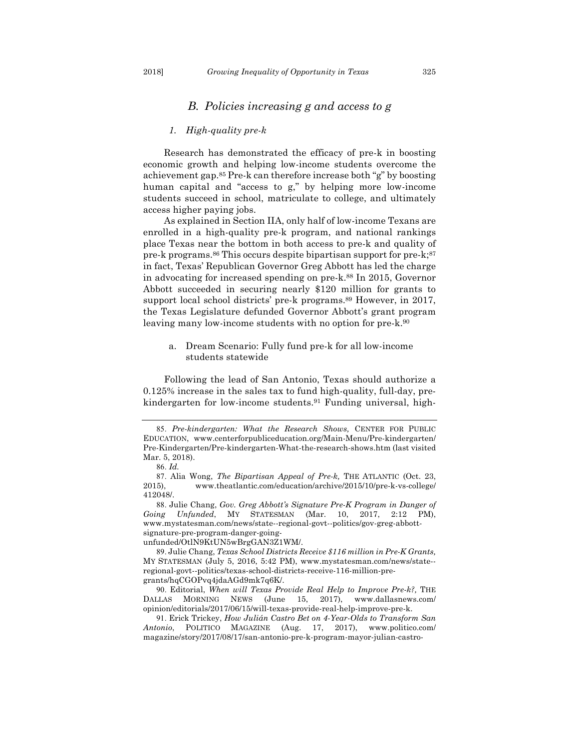## *B. Policies increasing g and access to g*

### *1. High-quality pre-k*

Research has demonstrated the efficacy of pre-k in boosting economic growth and helping low-income students overcome the achievement gap.[85] Pre-k can therefore increase both "g" by boosting human capital and "access to g," by helping more low-income students succeed in school, matriculate to college, and ultimately access higher paying jobs.

As explained in Section IIA, only half of low-income Texans are enrolled in a high-quality pre-k program, and national rankings place Texas near the bottom in both access to pre-k and quality of pre-k programs.[86] This occurs despite bipartisan support for pre-k;[87] in fact, Texas' Republican Governor Greg Abbott has led the charge in advocating for increased spending on pre-k.[88] In 2015, Governor Abbott succeeded in securing nearly $120 million for grants to support local school districts' pre-k programs.[89] However, in 2017, the Texas Legislature defunded Governor Abbott's grant program leaving many low-income students with no option for pre-k.[90]

a. Dream Scenario: Fully fund pre-k for all low-income students statewide

Following the lead of San Antonio, Texas should authorize a 0.125% increase in the sales tax to fund high-quality, full-day, pre-kindergarten for low-income students.[91] Funding universal, high-

---

85. *Pre-kindergarten: What the Research Shows,* CENTER FOR PUBLIC EDUCATION, www.centerforpubliceducation.org/Main-Menu/Pre-kindergarten/Pre-Kindergarten/Pre-kindergarten-What-the-research-shows.htm (last visited Mar. 5, 2018).

86. *Id.*

87. Alia Wong, *The Bipartisan Appeal of Pre-k,* THE ATLANTIC (Oct. 23, 2015), www.theatlantic.com/education/archive/2015/10/pre-k-vs-college/412048/.

88. Julie Chang, *Gov. Greg Abbott's Signature Pre-K Program in Danger of Going Unfunded*, MY STATESMAN (Mar. 10, 2017, 2:12 PM), www.mystatesman.com/news/state--regional-govt--politics/gov-greg-abbott-signature-pre-program-danger-going-unfunded/OtlN9KtUN5wBrgGAN3Z1WM/.

89. Julie Chang, *Texas School Districts Receive $116 million in Pre-K Grants,* MY STATESMAN (July 5, 2016, 5:42 PM), www.mystatesman.com/news/state--regional-govt--politics/texas-school-districts-receive-116-million-pre-grants/hqCGOPvq4jdaAGd9mk7q6K/.

90. Editorial, *When will Texas Provide Real Help to Improve Pre-k?,* THE DALLAS MORNING NEWS (June 15, 2017), www.dallasnews.com/opinion/editorials/2017/06/15/will-texas-provide-real-help-improve-pre-k.

91. Erick Trickey, *How Julián Castro Bet on 4-Year-Olds to Transform San Antonio*, POLITICO MAGAZINE (Aug. 17, 2017), www.politico.com/magazine/story/2017/08/17/san-antonio-pre-k-program-mayor-julian-castro-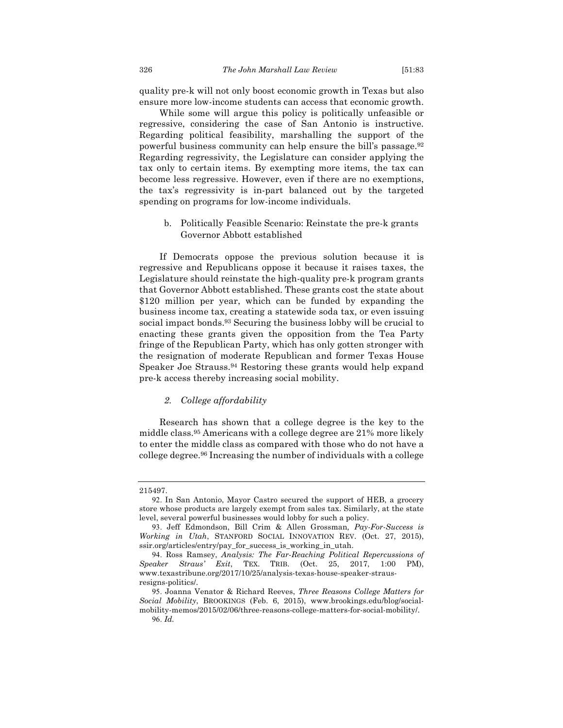quality pre-k will not only boost economic growth in Texas but also ensure more low-income students can access that economic growth.

While some will argue this policy is politically unfeasible or regressive, considering the case of San Antonio is instructive. Regarding political feasibility, marshalling the support of the powerful business community can help ensure the bill's passage.[92] Regarding regressivity, the Legislature can consider applying the tax only to certain items. By exempting more items, the tax can become less regressive. However, even if there are no exemptions, the tax's regressivity is in-part balanced out by the targeted spending on programs for low-income individuals.

b. Politically Feasible Scenario: Reinstate the pre-k grants Governor Abbott established

If Democrats oppose the previous solution because it is regressive and Republicans oppose it because it raises taxes, the Legislature should reinstate the high-quality pre-k program grants that Governor Abbott established. These grants cost the state about \$120 million per year, which can be funded by expanding the business income tax, creating a statewide soda tax, or even issuing social impact bonds.[93] Securing the business lobby will be crucial to enacting these grants given the opposition from the Tea Party fringe of the Republican Party, which has only gotten stronger with the resignation of moderate Republican and former Texas House Speaker Joe Strauss.[94] Restoring these grants would help expand pre-k access thereby increasing social mobility.

*2. College affordability*

Research has shown that a college degree is the key to the middle class.[95] Americans with a college degree are 21% more likely to enter the middle class as compared with those who do not have a college degree.[96] Increasing the number of individuals with a college

---

215497.

92. In San Antonio, Mayor Castro secured the support of HEB, a grocery store whose products are largely exempt from sales tax. Similarly, at the state level, several powerful businesses would lobby for such a policy.

93. Jeff Edmondson, Bill Crim & Allen Grossman, *Pay-For-Success is Working in Utah*, STANFORD SOCIAL INNOVATION REV. (Oct. 27, 2015), ssir.org/articles/entry/pay_for_success_is_working_in_utah.

94. Ross Ramsey, *Analysis: The Far-Reaching Political Repercussions of Speaker Straus' Exit*, TEX. TRIB. (Oct. 25, 2017, 1:00 PM), www.texastribune.org/2017/10/25/analysis-texas-house-speaker-straus-resigns-politics/.

95. Joanna Venator & Richard Reeves, *Three Reasons College Matters for Social Mobility*, BROOKINGS (Feb. 6, 2015), www.brookings.edu/blog/social-mobility-memos/2015/02/06/three-reasons-college-matters-for-social-mobility/.

96. *Id.*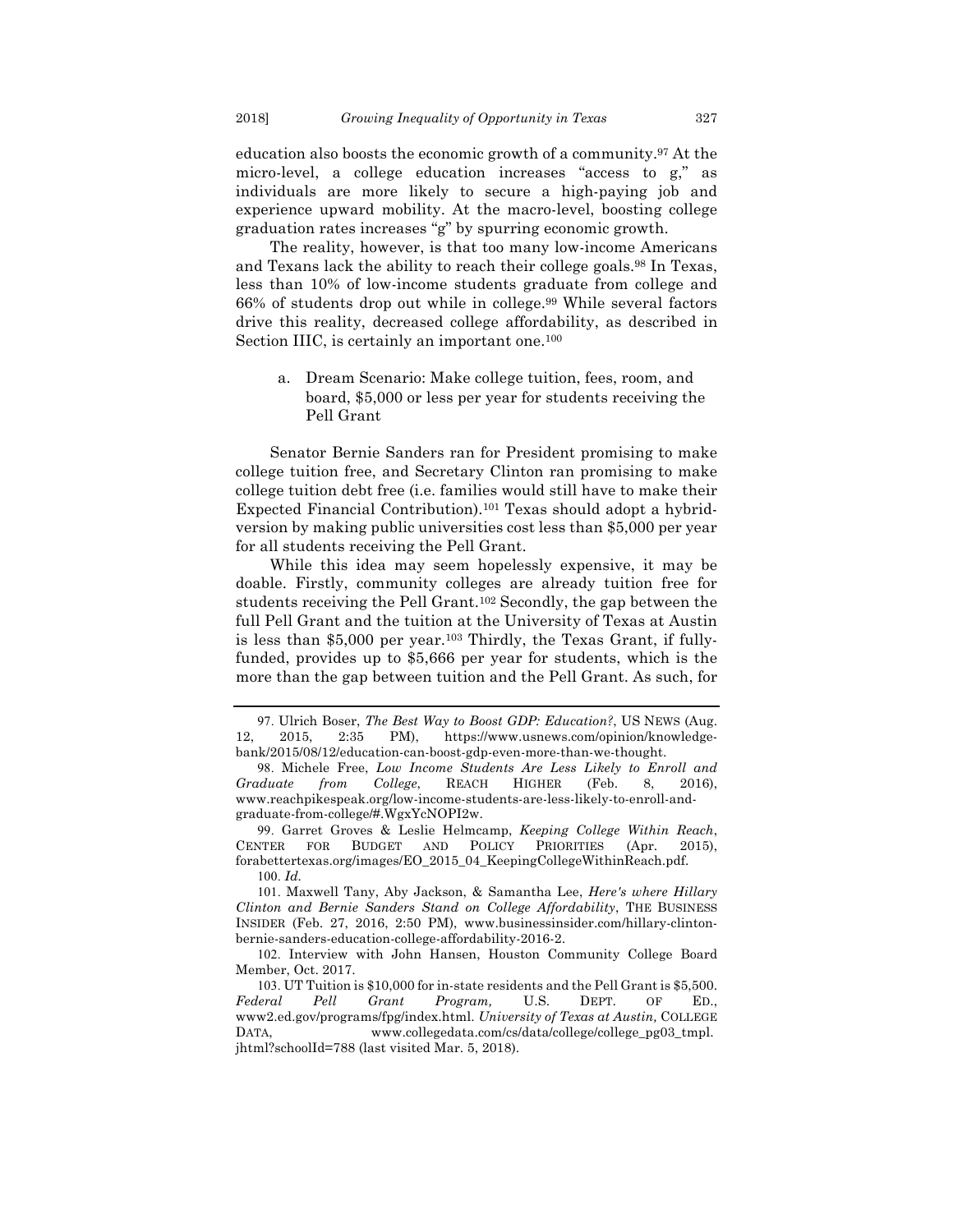education also boosts the economic growth of a community.[97] At the micro-level, a college education increases "access to g," as individuals are more likely to secure a high-paying job and experience upward mobility. At the macro-level, boosting college graduation rates increases "g" by spurring economic growth.

The reality, however, is that too many low-income Americans and Texans lack the ability to reach their college goals.[98] In Texas, less than 10% of low-income students graduate from college and 66% of students drop out while in college.[99] While several factors drive this reality, decreased college affordability, as described in Section IIIC, is certainly an important one.[100]

a. Dream Scenario: Make college tuition, fees, room, and board, $5,000 or less per year for students receiving the Pell Grant

Senator Bernie Sanders ran for President promising to make college tuition free, and Secretary Clinton ran promising to make college tuition debt free (i.e. families would still have to make their Expected Financial Contribution).[101] Texas should adopt a hybrid-version by making public universities cost less than $5,000 per year for all students receiving the Pell Grant.

While this idea may seem hopelessly expensive, it may be doable. Firstly, community colleges are already tuition free for students receiving the Pell Grant.[102] Secondly, the gap between the full Pell Grant and the tuition at the University of Texas at Austin is less than $5,000 per year.[103] Thirdly, the Texas Grant, if fully-funded, provides up to $5,666 per year for students, which is the more than the gap between tuition and the Pell Grant. As such, for

---

97. Ulrich Boser, *The Best Way to Boost GDP: Education?*, US NEWS (Aug. 12, 2015, 2:35 PM), https://www.usnews.com/opinion/knowledge-bank/2015/08/12/education-can-boost-gdp-even-more-than-we-thought.

98. Michele Free, *Low Income Students Are Less Likely to Enroll and Graduate from College*, REACH HIGHER (Feb. 8, 2016), www.reachpikespeak.org/low-income-students-are-less-likely-to-enroll-and-graduate-from-college/#.WgxYcNOPI2w.

99. Garret Groves & Leslie Helmcamp, *Keeping College Within Reach*, CENTER FOR BUDGET AND POLICY PRIORITIES (Apr. 2015), forabettertexas.org/images/EO_2015_04_KeepingCollegeWithinReach.pdf.

100. *Id.*

101. Maxwell Tany, Aby Jackson, & Samantha Lee, *Here's where Hillary Clinton and Bernie Sanders Stand on College Affordability*, THE BUSINESS INSIDER (Feb. 27, 2016, 2:50 PM), www.businessinsider.com/hillary-clinton-bernie-sanders-education-college-affordability-2016-2.

102. Interview with John Hansen, Houston Community College Board Member, Oct. 2017.

103. UT Tuition is $10,000 for in-state residents and the Pell Grant is $5,500. *Federal Pell Grant Program,* U.S. DEPT. OF ED., www2.ed.gov/programs/fpg/index.html. *University of Texas at Austin,* COLLEGE DATA, www.collegedata.com/cs/data/college/college_pg03_tmpl.jhtml?schoolId=788 (last visited Mar. 5, 2018).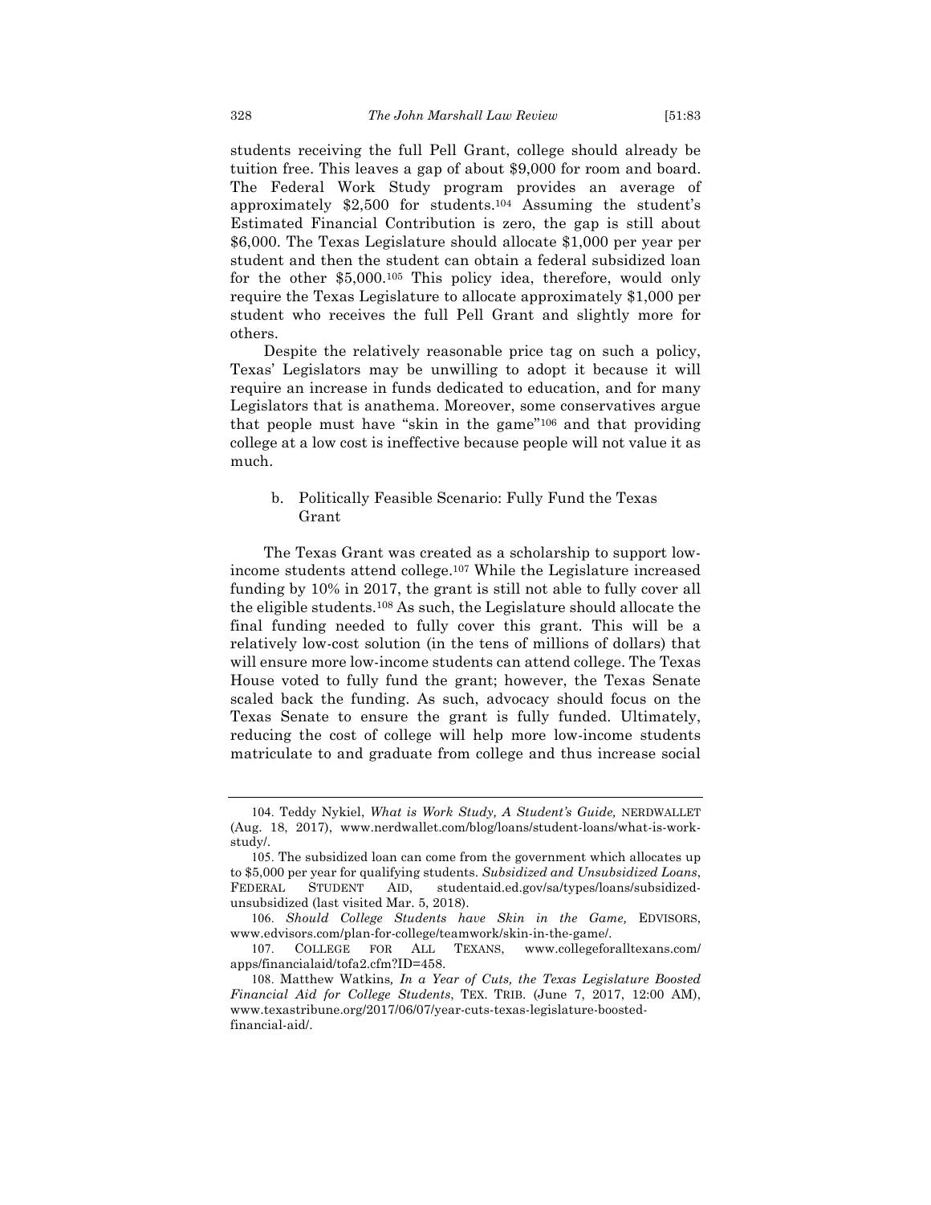students receiving the full Pell Grant, college should already be tuition free. This leaves a gap of about $9,000 for room and board. The Federal Work Study program provides an average of approximately $2,500 for students.[104] Assuming the student's Estimated Financial Contribution is zero, the gap is still about $6,000. The Texas Legislature should allocate $1,000 per year per student and then the student can obtain a federal subsidized loan for the other $5,000.[105] This policy idea, therefore, would only require the Texas Legislature to allocate approximately $1,000 per student who receives the full Pell Grant and slightly more for others.

Despite the relatively reasonable price tag on such a policy, Texas' Legislators may be unwilling to adopt it because it will require an increase in funds dedicated to education, and for many Legislators that is anathema. Moreover, some conservatives argue that people must have "skin in the game"[106] and that providing college at a low cost is ineffective because people will not value it as much.

#### b. Politically Feasible Scenario: Fully Fund the Texas Grant

The Texas Grant was created as a scholarship to support low-income students attend college.[107] While the Legislature increased funding by 10% in 2017, the grant is still not able to fully cover all the eligible students.[108] As such, the Legislature should allocate the final funding needed to fully cover this grant. This will be a relatively low-cost solution (in the tens of millions of dollars) that will ensure more low-income students can attend college. The Texas House voted to fully fund the grant; however, the Texas Senate scaled back the funding. As such, advocacy should focus on the Texas Senate to ensure the grant is fully funded. Ultimately, reducing the cost of college will help more low-income students matriculate to and graduate from college and thus increase social

---

104. Teddy Nykiel, *What is Work Study, A Student's Guide,* NERDWALLET (Aug. 18, 2017), www.nerdwallet.com/blog/loans/student-loans/what-is-work-study/.

105. The subsidized loan can come from the government which allocates up to $5,000 per year for qualifying students. *Subsidized and Unsubsidized Loans*, FEDERAL STUDENT AID, studentaid.ed.gov/sa/types/loans/subsidized-unsubsidized (last visited Mar. 5, 2018).

106. *Should College Students have Skin in the Game,* EDVISORS, www.edvisors.com/plan-for-college/teamwork/skin-in-the-game/.

107. COLLEGE FOR ALL TEXANS, www.collegeforalltexans.com/apps/financialaid/tofa2.cfm?ID=458.

108. Matthew Watkins*, In a Year of Cuts, the Texas Legislature Boosted Financial Aid for College Students*, TEX. TRIB. (June 7, 2017, 12:00 AM), www.texastribune.org/2017/06/07/year-cuts-texas-legislature-boosted-financial-aid/.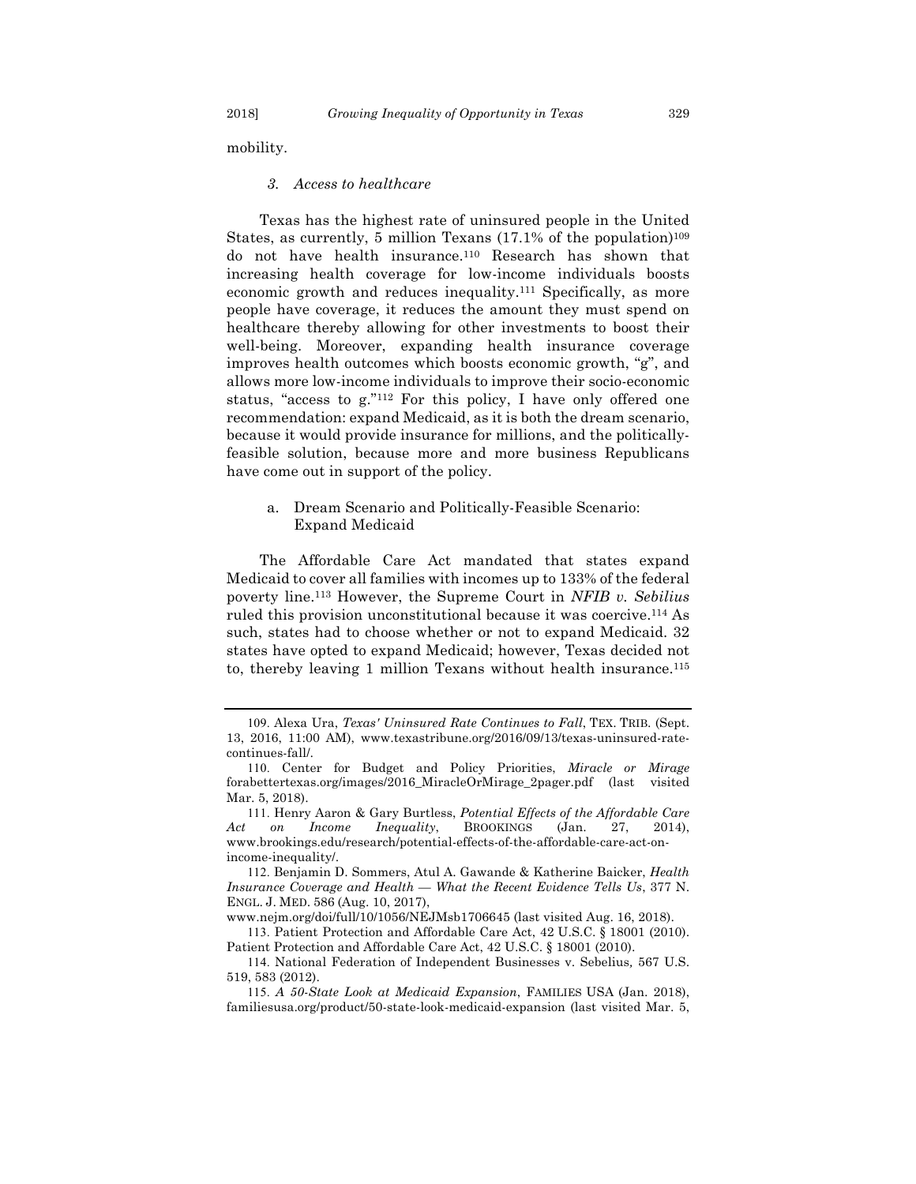mobility.

### 3. *Access to healthcare*

Texas has the highest rate of uninsured people in the United States, as currently, 5 million Texans (17.1% of the population)[109] do not have health insurance.[110] Research has shown that increasing health coverage for low-income individuals boosts economic growth and reduces inequality.[111] Specifically, as more people have coverage, it reduces the amount they must spend on healthcare thereby allowing for other investments to boost their well-being. Moreover, expanding health insurance coverage improves health outcomes which boosts economic growth, "g", and allows more low-income individuals to improve their socio-economic status, "access to g."[112] For this policy, I have only offered one recommendation: expand Medicaid, as it is both the dream scenario, because it would provide insurance for millions, and the politically-feasible solution, because more and more business Republicans have come out in support of the policy.

#### a. Dream Scenario and Politically-Feasible Scenario: Expand Medicaid

The Affordable Care Act mandated that states expand Medicaid to cover all families with incomes up to 133% of the federal poverty line.[113] However, the Supreme Court in *NFIB v. Sebilius* ruled this provision unconstitutional because it was coercive.[114] As such, states had to choose whether or not to expand Medicaid. 32 states have opted to expand Medicaid; however, Texas decided not to, thereby leaving 1 million Texans without health insurance.[115]

---

109. Alexa Ura, *Texas' Uninsured Rate Continues to Fall*, TEX. TRIB. (Sept. 13, 2016, 11:00 AM), www.texastribune.org/2016/09/13/texas-uninsured-rate-continues-fall/.

110. Center for Budget and Policy Priorities, *Miracle or Mirage* forabettertexas.org/images/2016_MiracleOrMirage_2pager.pdf (last visited Mar. 5, 2018).

111. Henry Aaron & Gary Burtless, *Potential Effects of the Affordable Care Act on Income Inequality*, BROOKINGS (Jan. 27, 2014), www.brookings.edu/research/potential-effects-of-the-affordable-care-act-on-income-inequality/.

112. Benjamin D. Sommers, Atul A. Gawande & Katherine Baicker, *Health Insurance Coverage and Health — What the Recent Evidence Tells Us*, 377 N. ENGL. J. MED. 586 (Aug. 10, 2017), www.nejm.org/doi/full/10/1056/NEJMsb1706645 (last visited Aug. 16, 2018).

113. Patient Protection and Affordable Care Act, 42 U.S.C. § 18001 (2010). Patient Protection and Affordable Care Act, 42 U.S.C. § 18001 (2010).

114. National Federation of Independent Businesses v. Sebelius, 567 U.S. 519, 583 (2012).

115. *A 50-State Look at Medicaid Expansion*, FAMILIES USA (Jan. 2018), familiesusa.org/product/50-state-look-medicaid-expansion (last visited Mar. 5,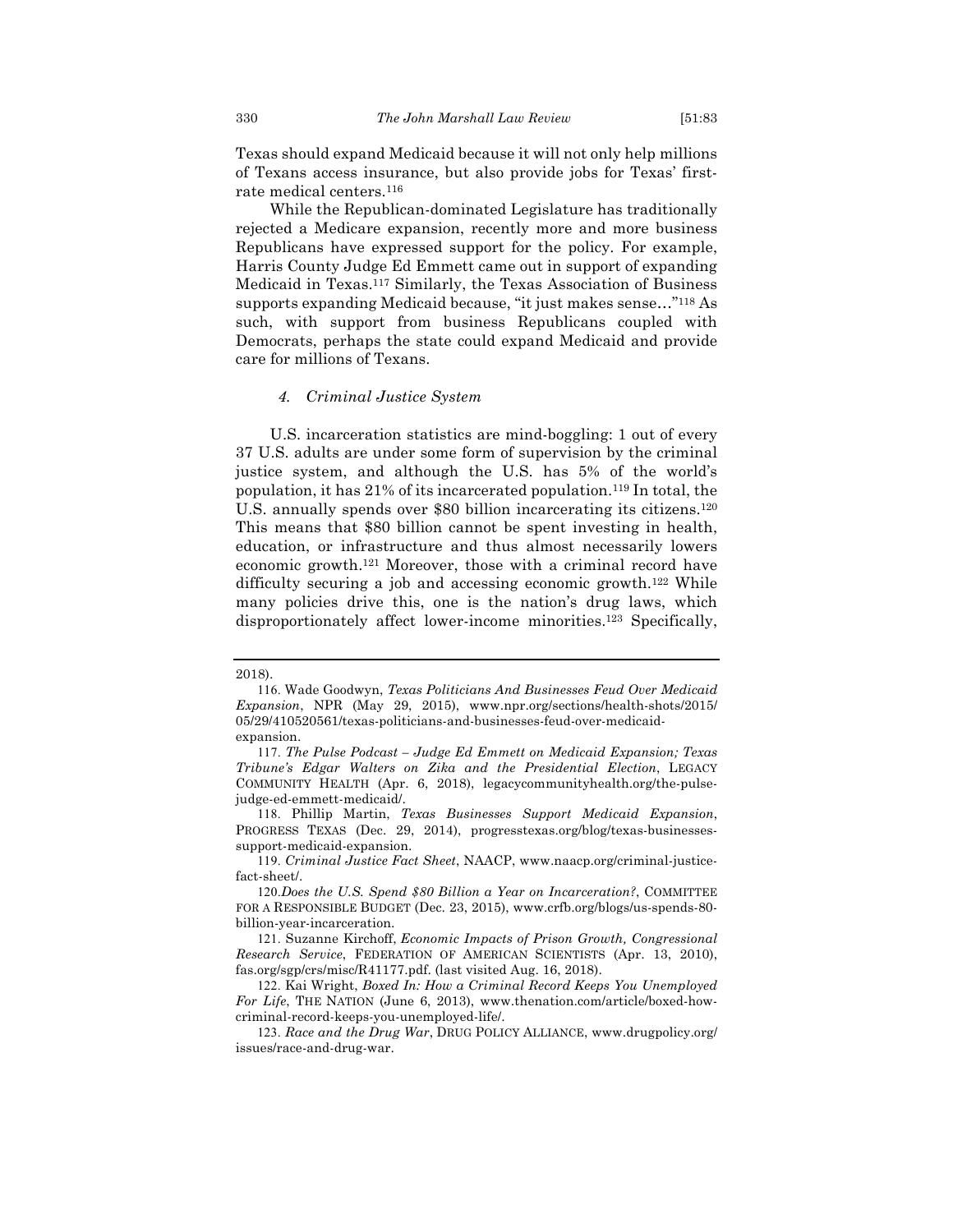Texas should expand Medicaid because it will not only help millions of Texans access insurance, but also provide jobs for Texas' first-rate medical centers.[116]

While the Republican-dominated Legislature has traditionally rejected a Medicare expansion, recently more and more business Republicans have expressed support for the policy. For example, Harris County Judge Ed Emmett came out in support of expanding Medicaid in Texas.[117] Similarly, the Texas Association of Business supports expanding Medicaid because, "it just makes sense…"[118] As such, with support from business Republicans coupled with Democrats, perhaps the state could expand Medicaid and provide care for millions of Texans.

#### *4. Criminal Justice System*

U.S. incarceration statistics are mind-boggling: 1 out of every 37 U.S. adults are under some form of supervision by the criminal justice system, and although the U.S. has 5% of the world's population, it has 21% of its incarcerated population.[119] In total, the U.S. annually spends over $80 billion incarcerating its citizens.[120] This means that $80 billion cannot be spent investing in health, education, or infrastructure and thus almost necessarily lowers economic growth.[121] Moreover, those with a criminal record have difficulty securing a job and accessing economic growth.[122] While many policies drive this, one is the nation's drug laws, which disproportionately affect lower-income minorities.[123] Specifically,

---

2018).

116. Wade Goodwyn, *Texas Politicians And Businesses Feud Over Medicaid Expansion*, NPR (May 29, 2015), www.npr.org/sections/health-shots/2015/05/29/410520561/texas-politicians-and-businesses-feud-over-medicaid-expansion.

117. *The Pulse Podcast – Judge Ed Emmett on Medicaid Expansion; Texas Tribune's Edgar Walters on Zika and the Presidential Election*, LEGACY COMMUNITY HEALTH (Apr. 6, 2018), legacycommunityhealth.org/the-pulse-judge-ed-emmett-medicaid/.

118. Phillip Martin, *Texas Businesses Support Medicaid Expansion*, PROGRESS TEXAS (Dec. 29, 2014), progresstexas.org/blog/texas-businesses-support-medicaid-expansion.

119. *Criminal Justice Fact Sheet*, NAACP, www.naacp.org/criminal-justice-fact-sheet/.

120. *Does the U.S. Spend $80 Billion a Year on Incarceration?*, COMMITTEE FOR A RESPONSIBLE BUDGET (Dec. 23, 2015), www.crfb.org/blogs/us-spends-80-billion-year-incarceration.

121. Suzanne Kirchoff, *Economic Impacts of Prison Growth, Congressional Research Service*, FEDERATION OF AMERICAN SCIENTISTS (Apr. 13, 2010), fas.org/sgp/crs/misc/R41177.pdf. (last visited Aug. 16, 2018).

122. Kai Wright, *Boxed In: How a Criminal Record Keeps You Unemployed For Life*, THE NATION (June 6, 2013), www.thenation.com/article/boxed-how-criminal-record-keeps-you-unemployed-life/.

123. *Race and the Drug War*, DRUG POLICY ALLIANCE, www.drugpolicy.org/issues/race-and-drug-war.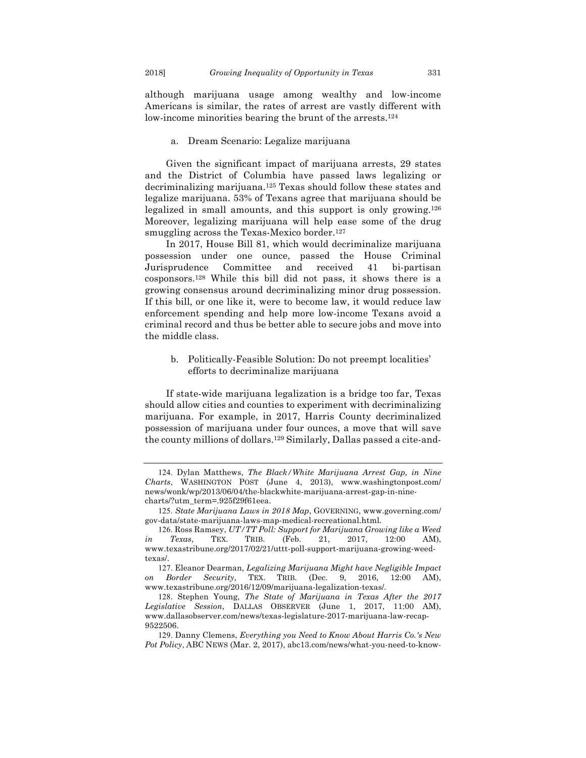although marijuana usage among wealthy and low-income Americans is similar, the rates of arrest are vastly different with low-income minorities bearing the brunt of the arrests.[124]

a. Dream Scenario: Legalize marijuana

Given the significant impact of marijuana arrests, 29 states and the District of Columbia have passed laws legalizing or decriminalizing marijuana.[125] Texas should follow these states and legalize marijuana. 53% of Texans agree that marijuana should be legalized in small amounts, and this support is only growing.[126] Moreover, legalizing marijuana will help ease some of the drug smuggling across the Texas-Mexico border.[127]

In 2017, House Bill 81, which would decriminalize marijuana possession under one ounce, passed the House Criminal Jurisprudence Committee and received 41 bi-partisan cosponsors.[128] While this bill did not pass, it shows there is a growing consensus around decriminalizing minor drug possession. If this bill, or one like it, were to become law, it would reduce law enforcement spending and help more low-income Texans avoid a criminal record and thus be better able to secure jobs and move into the middle class.

b. Politically-Feasible Solution: Do not preempt localities' efforts to decriminalize marijuana

If state-wide marijuana legalization is a bridge too far, Texas should allow cities and counties to experiment with decriminalizing marijuana. For example, in 2017, Harris County decriminalized possession of marijuana under four ounces, a move that will save the county millions of dollars.[129] Similarly, Dallas passed a cite-and-

---

124. Dylan Matthews, *The Black/White Marijuana Arrest Gap, in Nine Charts*, WASHINGTON POST (June 4, 2013), www.washingtonpost.com/news/wonk/wp/2013/06/04/the-blackwhite-marijuana-arrest-gap-in-nine-charts/?utm_term=.925f29f61eea.

125. *State Marijuana Laws in 2018 Map*, GOVERNING, www.governing.com/gov-data/state-marijuana-laws-map-medical-recreational.html.

126. Ross Ramsey, *UT/TT Poll: Support for Marijuana Growing like a Weed in Texas*, TEX. TRIB. (Feb. 21, 2017, 12:00 AM), www.texastribune.org/2017/02/21/uttt-poll-support-marijuana-growing-weed-texas/.

127. Eleanor Dearman, *Legalizing Marijuana Might have Negligible Impact on Border Security*, TEX. TRIB. (Dec. 9, 2016, 12:00 AM), www.texastribune.org/2016/12/09/marijuana-legalization-texas/.

128. Stephen Young, *The State of Marijuana in Texas After the 2017 Legislative Session*, DALLAS OBSERVER (June 1, 2017, 11:00 AM), www.dallasobserver.com/news/texas-legislature-2017-marijuana-law-recap-9522506.

129. Danny Clemens, *Everything you Need to Know About Harris Co.'s New Pot Policy*, ABC NEWS (Mar. 2, 2017), abc13.com/news/what-you-need-to-know-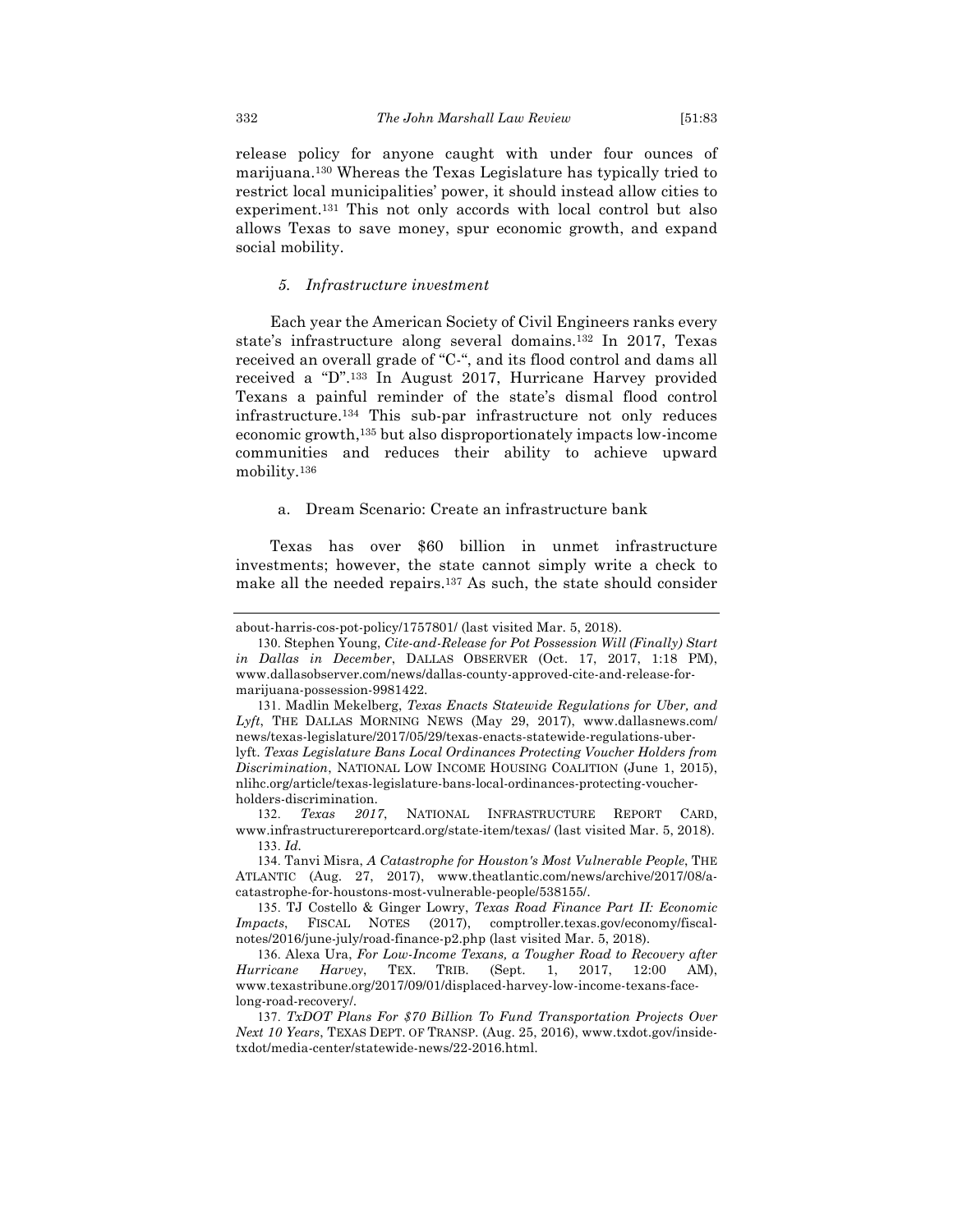release policy for anyone caught with under four ounces of marijuana.[130] Whereas the Texas Legislature has typically tried to restrict local municipalities' power, it should instead allow cities to experiment.[131] This not only accords with local control but also allows Texas to save money, spur economic growth, and expand social mobility.

#### *5. Infrastructure investment*

Each year the American Society of Civil Engineers ranks every state's infrastructure along several domains.[132] In 2017, Texas received an overall grade of "C-", and its flood control and dams all received a "D".[133] In August 2017, Hurricane Harvey provided Texans a painful reminder of the state's dismal flood control infrastructure.[134] This sub-par infrastructure not only reduces economic growth,[135] but also disproportionately impacts low-income communities and reduces their ability to achieve upward mobility.[136]

##### a. Dream Scenario: Create an infrastructure bank

Texas has over $60 billion in unmet infrastructure investments; however, the state cannot simply write a check to make all the needed repairs.[137] As such, the state should consider

---

about-harris-cos-pot-policy/1757801/ (last visited Mar. 5, 2018).

130. Stephen Young, *Cite-and-Release for Pot Possession Will (Finally) Start in Dallas in December*, DALLAS OBSERVER (Oct. 17, 2017, 1:18 PM), www.dallasobserver.com/news/dallas-county-approved-cite-and-release-for-marijuana-possession-9981422.

131. Madlin Mekelberg, *Texas Enacts Statewide Regulations for Uber, and Lyft*, THE DALLAS MORNING NEWS (May 29, 2017), www.dallasnews.com/news/texas-legislature/2017/05/29/texas-enacts-statewide-regulations-uber-lyft. *Texas Legislature Bans Local Ordinances Protecting Voucher Holders from Discrimination*, NATIONAL LOW INCOME HOUSING COALITION (June 1, 2015), nlihc.org/article/texas-legislature-bans-local-ordinances-protecting-voucher-holders-discrimination.

132. *Texas 2017*, NATIONAL INFRASTRUCTURE REPORT CARD, www.infrastructurereportcard.org/state-item/texas/ (last visited Mar. 5, 2018).

133. *Id.*

134. Tanvi Misra, *A Catastrophe for Houston's Most Vulnerable People*, THE ATLANTIC (Aug. 27, 2017), www.theatlantic.com/news/archive/2017/08/a-catastrophe-for-houstons-most-vulnerable-people/538155/.

135. TJ Costello & Ginger Lowry, *Texas Road Finance Part II: Economic Impacts*, FISCAL NOTES (2017), comptroller.texas.gov/economy/fiscal-notes/2016/june-july/road-finance-p2.php (last visited Mar. 5, 2018).

136. Alexa Ura, *For Low-Income Texans, a Tougher Road to Recovery after Hurricane Harvey*, TEX. TRIB. (Sept. 1, 2017, 12:00 AM), www.texastribune.org/2017/09/01/displaced-harvey-low-income-texans-face-long-road-recovery/.

137. *TxDOT Plans For $70 Billion To Fund Transportation Projects Over Next 10 Years*, TEXAS DEPT. OF TRANSP. (Aug. 25, 2016), www.txdot.gov/inside-txdot/media-center/statewide-news/22-2016.html.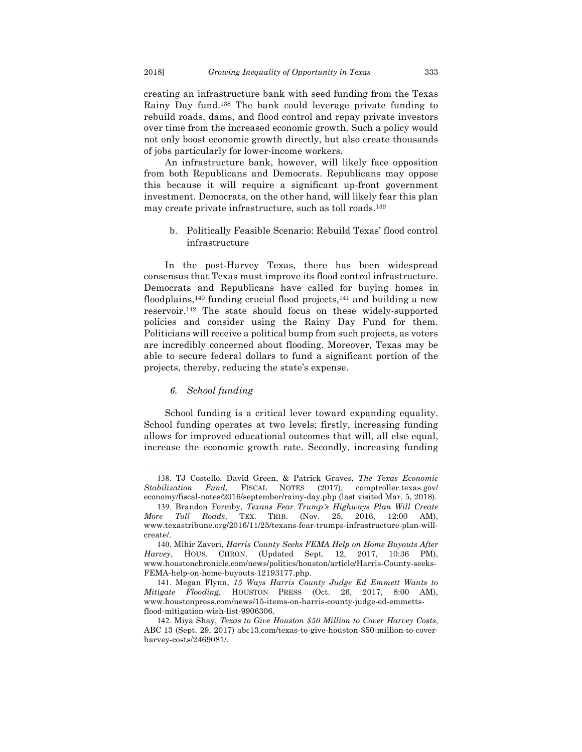creating an infrastructure bank with seed funding from the Texas Rainy Day fund.[138] The bank could leverage private funding to rebuild roads, dams, and flood control and repay private investors over time from the increased economic growth. Such a policy would not only boost economic growth directly, but also create thousands of jobs particularly for lower-income workers.

An infrastructure bank, however, will likely face opposition from both Republicans and Democrats. Republicans may oppose this because it will require a significant up-front government investment. Democrats, on the other hand, will likely fear this plan may create private infrastructure, such as toll roads.[139]

b. Politically Feasible Scenario: Rebuild Texas' flood control infrastructure

In the post-Harvey Texas, there has been widespread consensus that Texas must improve its flood control infrastructure. Democrats and Republicans have called for buying homes in floodplains,[140] funding crucial flood projects,[141] and building a new reservoir.[142] The state should focus on these widely-supported policies and consider using the Rainy Day Fund for them. Politicians will receive a political bump from such projects, as voters are incredibly concerned about flooding. Moreover, Texas may be able to secure federal dollars to fund a significant portion of the projects, thereby, reducing the state's expense.

*6. School funding*

School funding is a critical lever toward expanding equality. School funding operates at two levels; firstly, increasing funding allows for improved educational outcomes that will, all else equal, increase the economic growth rate. Secondly, increasing funding

---

138. TJ Costello, David Green, & Patrick Graves, *The Texas Economic Stabilization Fund*, FISCAL NOTES (2017), comptroller.texas.gov/economy/fiscal-notes/2016/september/rainy-day.php (last visited Mar. 5, 2018).

139. Brandon Formby, *Texans Fear Trump's Highways Plan Will Create More Toll Roads*, TEX. TRIB. (Nov. 25, 2016, 12:00 AM), www.texastribune.org/2016/11/25/texans-fear-trumps-infrastructure-plan-will-create/.

140. Mihir Zaveri, *Harris County Seeks FEMA Help on Home Buyouts After Harvey*, HOUS. CHRON. (Updated Sept. 12, 2017, 10:36 PM), www.houstonchronicle.com/news/politics/houston/article/Harris-County-seeks-FEMA-help-on-home-buyouts-12193177.php.

141. Megan Flynn, *15 Ways Harris County Judge Ed Emmett Wants to Mitigate Flooding*, HOUSTON PRESS (Oct. 26, 2017, 8:00 AM), www.houstonpress.com/news/15-items-on-harris-county-judge-ed-emmetts-flood-mitigation-wish-list-9906306.

142. Miya Shay, *Texas to Give Houston $50 Million to Cover Harvey Costs*, ABC 13 (Sept. 29, 2017) abc13.com/texas-to-give-houston-$50-million-to-cover-harvey-costs/2469081/.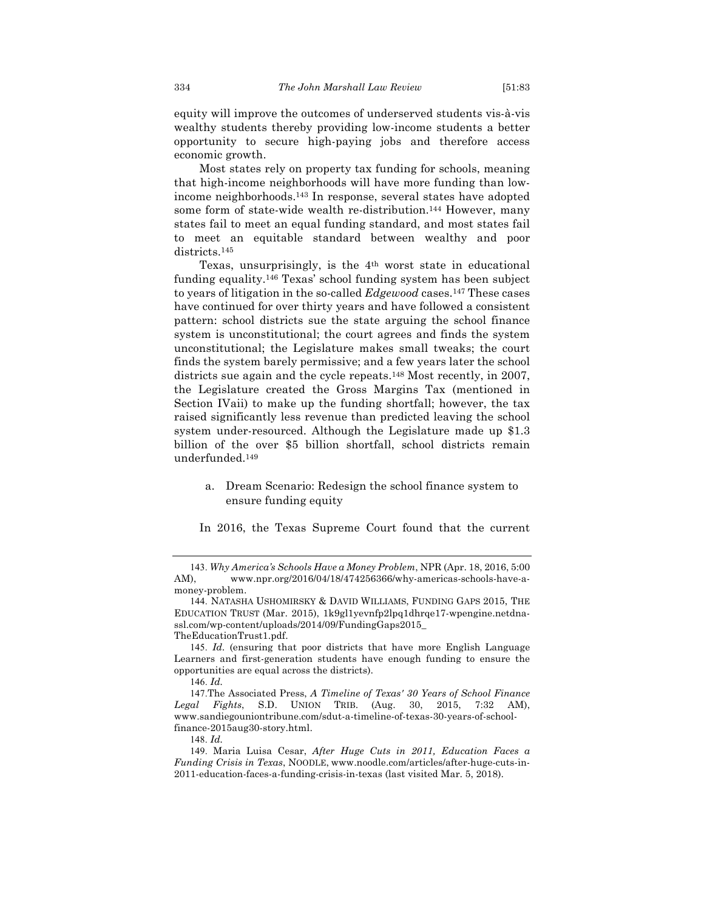equity will improve the outcomes of underserved students vis-à-vis wealthy students thereby providing low-income students a better opportunity to secure high-paying jobs and therefore access economic growth.

Most states rely on property tax funding for schools, meaning that high-income neighborhoods will have more funding than low-income neighborhoods.[143] In response, several states have adopted some form of state-wide wealth re-distribution.[144] However, many states fail to meet an equal funding standard, and most states fail to meet an equitable standard between wealthy and poor districts.[145]

Texas, unsurprisingly, is the 4th worst state in educational funding equality.[146] Texas' school funding system has been subject to years of litigation in the so-called *Edgewood* cases.[147] These cases have continued for over thirty years and have followed a consistent pattern: school districts sue the state arguing the school finance system is unconstitutional; the court agrees and finds the system unconstitutional; the Legislature makes small tweaks; the court finds the system barely permissive; and a few years later the school districts sue again and the cycle repeats.[148] Most recently, in 2007, the Legislature created the Gross Margins Tax (mentioned in Section IVaii) to make up the funding shortfall; however, the tax raised significantly less revenue than predicted leaving the school system under-resourced. Although the Legislature made up $1.3 billion of the over $5 billion shortfall, school districts remain underfunded.[149]

a. Dream Scenario: Redesign the school finance system to ensure funding equity

In 2016, the Texas Supreme Court found that the current

---

143. *Why America's Schools Have a Money Problem*, NPR (Apr. 18, 2016, 5:00 AM), www.npr.org/2016/04/18/474256366/why-americas-schools-have-a-money-problem.

144. NATASHA USHOMIRSKY & DAVID WILLIAMS, FUNDING GAPS 2015, THE EDUCATION TRUST (Mar. 2015), 1k9gl1yevnfp2lpq1dhrqe17-wpengine.netdna-ssl.com/wp-content/uploads/2014/09/FundingGaps2015_TheEducationTrust1.pdf.

145. *Id.* (ensuring that poor districts that have more English Language Learners and first-generation students have enough funding to ensure the opportunities are equal across the districts).

146. *Id.*

147. The Associated Press, *A Timeline of Texas' 30 Years of School Finance Legal Fights*, S.D. UNION TRIB. (Aug. 30, 2015, 7:32 AM), www.sandiegouniontribune.com/sdut-a-timeline-of-texas-30-years-of-school-finance-2015aug30-story.html.

148. *Id.*

149. Maria Luisa Cesar, *After Huge Cuts in 2011, Education Faces a Funding Crisis in Texas*, NOODLE, www.noodle.com/articles/after-huge-cuts-in-2011-education-faces-a-funding-crisis-in-texas (last visited Mar. 5, 2018).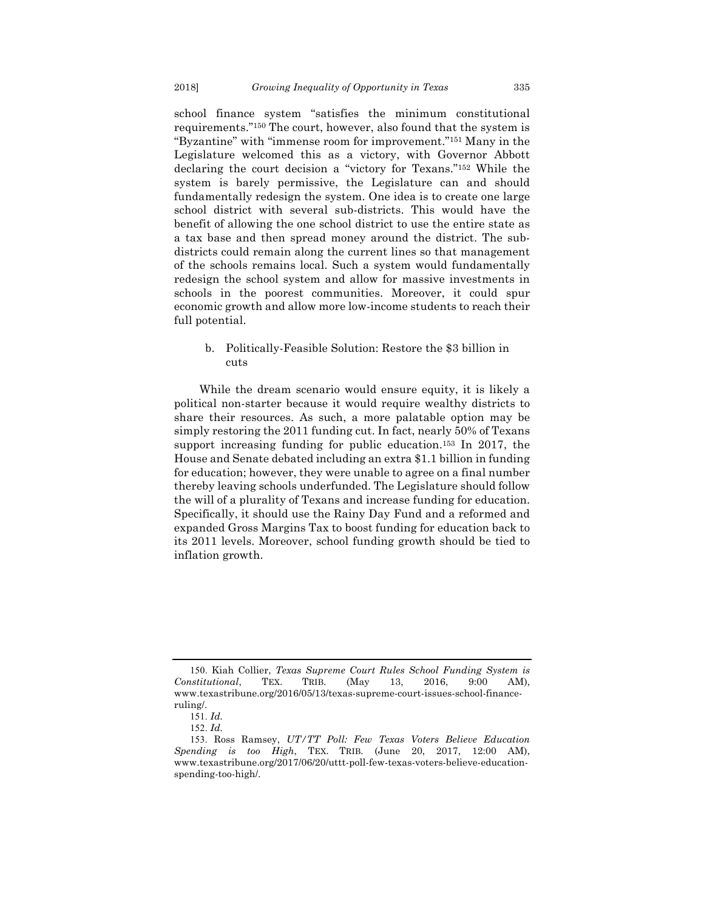school finance system "satisfies the minimum constitutional requirements."[150] The court, however, also found that the system is "Byzantine" with "immense room for improvement."[151] Many in the Legislature welcomed this as a victory, with Governor Abbott declaring the court decision a "victory for Texans."[152] While the system is barely permissive, the Legislature can and should fundamentally redesign the system. One idea is to create one large school district with several sub-districts. This would have the benefit of allowing the one school district to use the entire state as a tax base and then spread money around the district. The sub-districts could remain along the current lines so that management of the schools remains local. Such a system would fundamentally redesign the school system and allow for massive investments in schools in the poorest communities. Moreover, it could spur economic growth and allow more low-income students to reach their full potential.

b. Politically-Feasible Solution: Restore the $3 billion in cuts

While the dream scenario would ensure equity, it is likely a political non-starter because it would require wealthy districts to share their resources. As such, a more palatable option may be simply restoring the 2011 funding cut. In fact, nearly 50% of Texans support increasing funding for public education.[153] In 2017, the House and Senate debated including an extra $1.1 billion in funding for education; however, they were unable to agree on a final number thereby leaving schools underfunded. The Legislature should follow the will of a plurality of Texans and increase funding for education. Specifically, it should use the Rainy Day Fund and a reformed and expanded Gross Margins Tax to boost funding for education back to its 2011 levels. Moreover, school funding growth should be tied to inflation growth.

---

150. Kiah Collier, *Texas Supreme Court Rules School Funding System is Constitutional*, TEX. TRIB. (May 13, 2016, 9:00 AM), www.texastribune.org/2016/05/13/texas-supreme-court-issues-school-finance-ruling/.

151. *Id.*

152. *Id.*

153. Ross Ramsey, *UT/TT Poll: Few Texas Voters Believe Education Spending is too High*, TEX. TRIB. (June 20, 2017, 12:00 AM), www.texastribune.org/2017/06/20/uttt-poll-few-texas-voters-believe-education-spending-too-high/.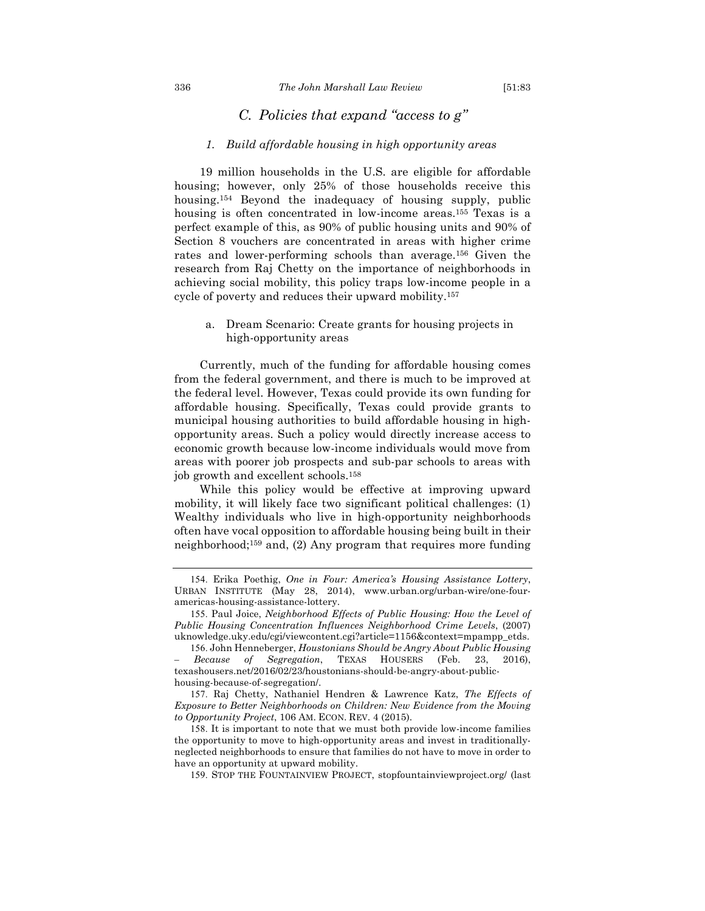### *C. Policies that expand "access to g"*

#### *1. Build affordable housing in high opportunity areas*

19 million households in the U.S. are eligible for affordable housing; however, only 25% of those households receive this housing.[154] Beyond the inadequacy of housing supply, public housing is often concentrated in low-income areas.[155] Texas is a perfect example of this, as 90% of public housing units and 90% of Section 8 vouchers are concentrated in areas with higher crime rates and lower-performing schools than average.[156] Given the research from Raj Chetty on the importance of neighborhoods in achieving social mobility, this policy traps low-income people in a cycle of poverty and reduces their upward mobility.[157]

a. Dream Scenario: Create grants for housing projects in high-opportunity areas

Currently, much of the funding for affordable housing comes from the federal government, and there is much to be improved at the federal level. However, Texas could provide its own funding for affordable housing. Specifically, Texas could provide grants to municipal housing authorities to build affordable housing in high-opportunity areas. Such a policy would directly increase access to economic growth because low-income individuals would move from areas with poorer job prospects and sub-par schools to areas with job growth and excellent schools.[158]

While this policy would be effective at improving upward mobility, it will likely face two significant political challenges: (1) Wealthy individuals who live in high-opportunity neighborhoods often have vocal opposition to affordable housing being built in their neighborhood;[159] and, (2) Any program that requires more funding

---

154. Erika Poethig, *One in Four: America's Housing Assistance Lottery*, URBAN INSTITUTE (May 28, 2014), www.urban.org/urban-wire/one-four-americas-housing-assistance-lottery.

155. Paul Joice, *Neighborhood Effects of Public Housing: How the Level of Public Housing Concentration Influences Neighborhood Crime Levels*, (2007) uknowledge.uky.edu/cgi/viewcontent.cgi?article=1156&context=mpampp_etds.

156. John Henneberger, *Houstonians Should be Angry About Public Housing – Because of Segregation*, TEXAS HOUSERS (Feb. 23, 2016), texashousers.net/2016/02/23/houstonians-should-be-angry-about-public-housing-because-of-segregation/.

157. Raj Chetty, Nathaniel Hendren & Lawrence Katz, *The Effects of Exposure to Better Neighborhoods on Children: New Evidence from the Moving to Opportunity Project*, 106 AM. ECON. REV. 4 (2015).

158. It is important to note that we must both provide low-income families the opportunity to move to high-opportunity areas and invest in traditionally-neglected neighborhoods to ensure that families do not have to move in order to have an opportunity at upward mobility.

159. STOP THE FOUNTAINVIEW PROJECT, stopfountainviewproject.org/ (last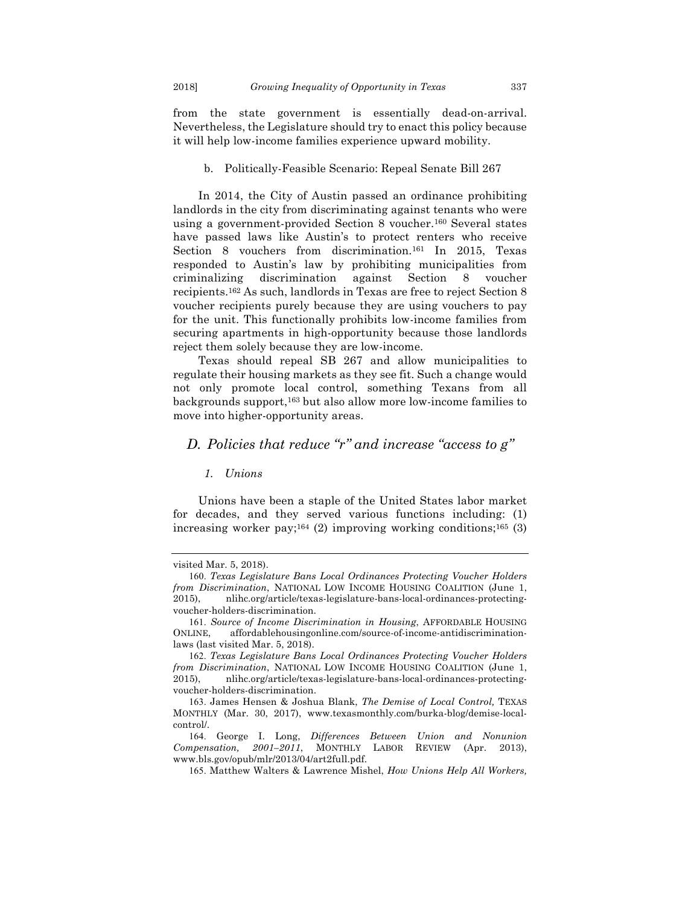from the state government is essentially dead-on-arrival. Nevertheless, the Legislature should try to enact this policy because it will help low-income families experience upward mobility.

b. Politically-Feasible Scenario: Repeal Senate Bill 267

In 2014, the City of Austin passed an ordinance prohibiting landlords in the city from discriminating against tenants who were using a government-provided Section 8 voucher.[160] Several states have passed laws like Austin's to protect renters who receive Section 8 vouchers from discrimination.[161] In 2015, Texas responded to Austin's law by prohibiting municipalities from criminalizing discrimination against Section 8 voucher recipients.[162] As such, landlords in Texas are free to reject Section 8 voucher recipients purely because they are using vouchers to pay for the unit. This functionally prohibits low-income families from securing apartments in high-opportunity because those landlords reject them solely because they are low-income.

Texas should repeal SB 267 and allow municipalities to regulate their housing markets as they see fit. Such a change would not only promote local control, something Texans from all backgrounds support,[163] but also allow more low-income families to move into higher-opportunity areas.

### *D. Policies that reduce "r" and increase "access to g"*

#### *1. Unions*

Unions have been a staple of the United States labor market for decades, and they served various functions including: (1) increasing worker pay;[164] (2) improving working conditions;[165] (3)

---

visited Mar. 5, 2018).

160. *Texas Legislature Bans Local Ordinances Protecting Voucher Holders from Discrimination*, NATIONAL LOW INCOME HOUSING COALITION (June 1, 2015), nlihc.org/article/texas-legislature-bans-local-ordinances-protecting-voucher-holders-discrimination.

161. *Source of Income Discrimination in Housing*, AFFORDABLE HOUSING ONLINE, affordablehousingonline.com/source-of-income-antidiscrimination-laws (last visited Mar. 5, 2018).

162. *Texas Legislature Bans Local Ordinances Protecting Voucher Holders from Discrimination*, NATIONAL LOW INCOME HOUSING COALITION (June 1, 2015), nlihc.org/article/texas-legislature-bans-local-ordinances-protecting-voucher-holders-discrimination.

163. James Hensen & Joshua Blank, *The Demise of Local Control,* TEXAS MONTHLY (Mar. 30, 2017), www.texasmonthly.com/burka-blog/demise-local-control/.

164. George I. Long, *Differences Between Union and Nonunion Compensation, 2001–2011*, MONTHLY LABOR REVIEW (Apr. 2013), www.bls.gov/opub/mlr/2013/04/art2full.pdf.

165. Matthew Walters & Lawrence Mishel, *How Unions Help All Workers,*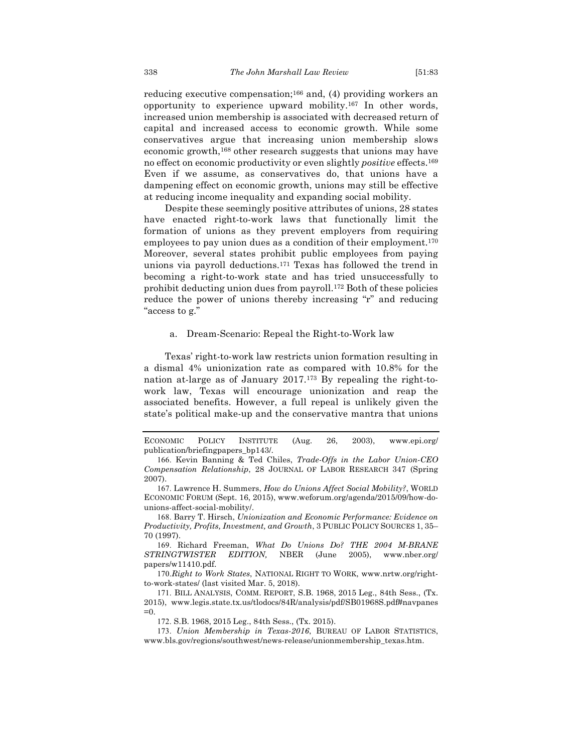reducing executive compensation;[166] and, (4) providing workers an opportunity to experience upward mobility.[167] In other words, increased union membership is associated with decreased return of capital and increased access to economic growth. While some conservatives argue that increasing union membership slows economic growth,[168] other research suggests that unions may have no effect on economic productivity or even slightly *positive* effects.[169] Even if we assume, as conservatives do, that unions have a dampening effect on economic growth, unions may still be effective at reducing income inequality and expanding social mobility.

Despite these seemingly positive attributes of unions, 28 states have enacted right-to-work laws that functionally limit the formation of unions as they prevent employers from requiring employees to pay union dues as a condition of their employment.[170] Moreover, several states prohibit public employees from paying unions via payroll deductions.[171] Texas has followed the trend in becoming a right-to-work state and has tried unsuccessfully to prohibit deducting union dues from payroll.[172] Both of these policies reduce the power of unions thereby increasing "r" and reducing "access to g."

a. Dream-Scenario: Repeal the Right-to-Work law

Texas' right-to-work law restricts union formation resulting in a dismal 4% unionization rate as compared with 10.8% for the nation at-large as of January 2017.[173] By repealing the right-to-work law, Texas will encourage unionization and reap the associated benefits. However, a full repeal is unlikely given the state's political make-up and the conservative mantra that unions

---

ECONOMIC POLICY INSTITUTE (Aug. 26, 2003), www.epi.org/publication/briefingpapers_bp143/.

166. Kevin Banning & Ted Chiles, *Trade-Offs in the Labor Union-CEO Compensation Relationship*, 28 JOURNAL OF LABOR RESEARCH 347 (Spring 2007).

167. Lawrence H. Summers, *How do Unions Affect Social Mobility?*, WORLD ECONOMIC FORUM (Sept. 16, 2015), www.weforum.org/agenda/2015/09/how-do-unions-affect-social-mobility/.

168. Barry T. Hirsch, *Unionization and Economic Performance: Evidence on Productivity, Profits, Investment, and Growth*, 3 PUBLIC POLICY SOURCES 1, 35–70 (1997).

169. Richard Freeman, *What Do Unions Do? THE 2004 M-BRANE STRINGTWISTER EDITION,* NBER (June 2005), www.nber.org/papers/w11410.pdf.

170. *Right to Work States*, NATIONAL RIGHT TO WORK, www.nrtw.org/right-to-work-states/ (last visited Mar. 5, 2018).

171. BILL ANALYSIS, COMM. REPORT, S.B. 1968, 2015 Leg., 84th Sess., (Tx. 2015), www.legis.state.tx.us/tlodocs/84R/analysis/pdf/SB01968S.pdf#navpanes=0.

172. S.B. 1968, 2015 Leg., 84th Sess., (Tx. 2015).

173. *Union Membership in Texas-2016*, BUREAU OF LABOR STATISTICS, www.bls.gov/regions/southwest/news-release/unionmembership_texas.htm.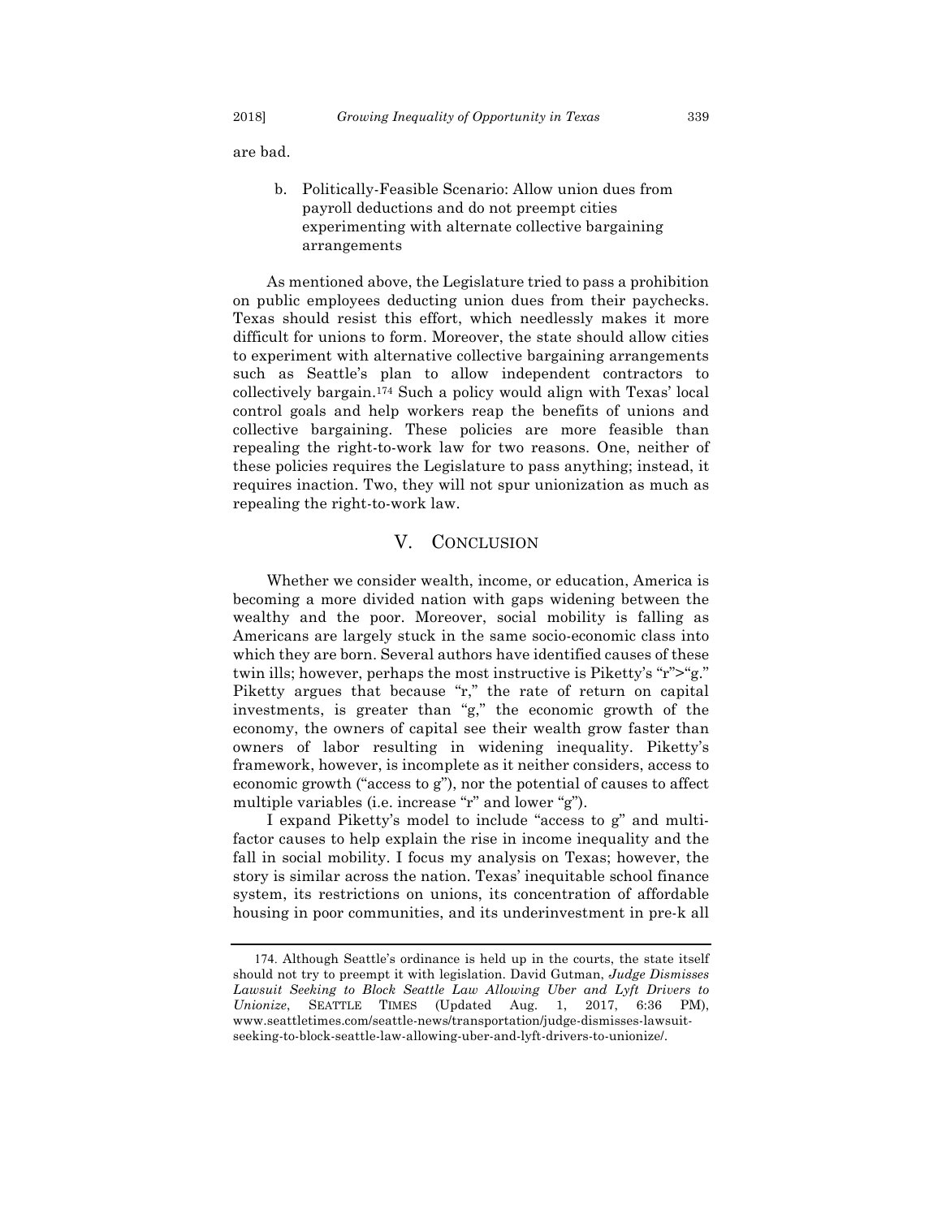are bad.

b. Politically-Feasible Scenario: Allow union dues from payroll deductions and do not preempt cities experimenting with alternate collective bargaining arrangements

As mentioned above, the Legislature tried to pass a prohibition on public employees deducting union dues from their paychecks. Texas should resist this effort, which needlessly makes it more difficult for unions to form. Moreover, the state should allow cities to experiment with alternative collective bargaining arrangements such as Seattle's plan to allow independent contractors to collectively bargain.[174] Such a policy would align with Texas' local control goals and help workers reap the benefits of unions and collective bargaining. These policies are more feasible than repealing the right-to-work law for two reasons. One, neither of these policies requires the Legislature to pass anything; instead, it requires inaction. Two, they will not spur unionization as much as repealing the right-to-work law.

## V. Conclusion

Whether we consider wealth, income, or education, America is becoming a more divided nation with gaps widening between the wealthy and the poor. Moreover, social mobility is falling as Americans are largely stuck in the same socio-economic class into which they are born. Several authors have identified causes of these twin ills; however, perhaps the most instructive is Piketty's "r">"g." Piketty argues that because "r," the rate of return on capital investments, is greater than "g," the economic growth of the economy, the owners of capital see their wealth grow faster than owners of labor resulting in widening inequality. Piketty's framework, however, is incomplete as it neither considers, access to economic growth ("access to g"), nor the potential of causes to affect multiple variables (i.e. increase "r" and lower "g").

I expand Piketty's model to include "access to g" and multi-factor causes to help explain the rise in income inequality and the fall in social mobility. I focus my analysis on Texas; however, the story is similar across the nation. Texas' inequitable school finance system, its restrictions on unions, its concentration of affordable housing in poor communities, and its underinvestment in pre-k all

---

174. Although Seattle's ordinance is held up in the courts, the state itself should not try to preempt it with legislation. David Gutman, *Judge Dismisses Lawsuit Seeking to Block Seattle Law Allowing Uber and Lyft Drivers to Unionize*, SEATTLE TIMES (Updated Aug. 1, 2017, 6:36 PM), www.seattletimes.com/seattle-news/transportation/judge-dismisses-lawsuit-seeking-to-block-seattle-law-allowing-uber-and-lyft-drivers-to-unionize/.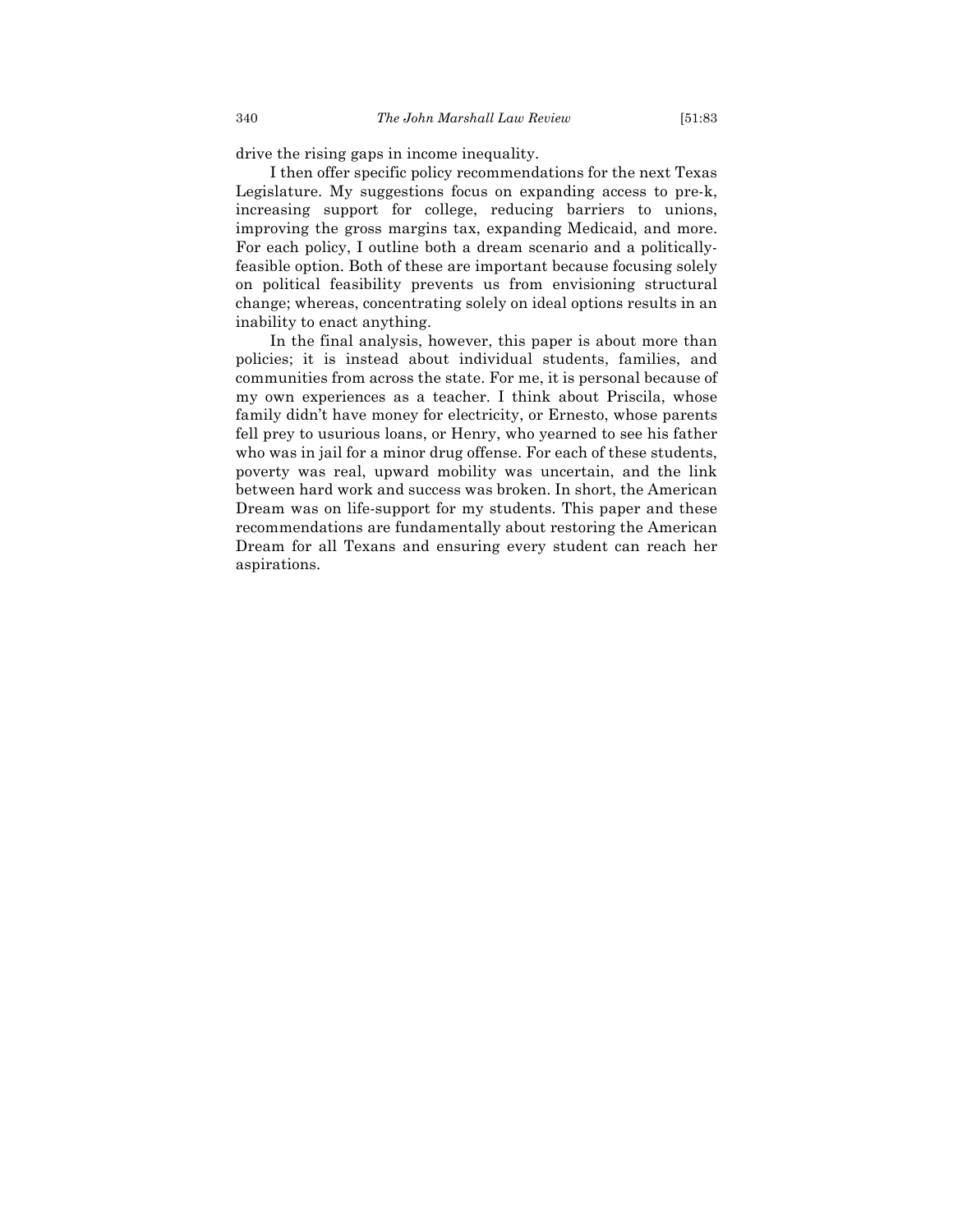drive the rising gaps in income inequality.

I then offer specific policy recommendations for the next Texas Legislature. My suggestions focus on expanding access to pre-k, increasing support for college, reducing barriers to unions, improving the gross margins tax, expanding Medicaid, and more. For each policy, I outline both a dream scenario and a politically-feasible option. Both of these are important because focusing solely on political feasibility prevents us from envisioning structural change; whereas, concentrating solely on ideal options results in an inability to enact anything.

In the final analysis, however, this paper is about more than policies; it is instead about individual students, families, and communities from across the state. For me, it is personal because of my own experiences as a teacher. I think about Priscila, whose family didn't have money for electricity, or Ernesto, whose parents fell prey to usurious loans, or Henry, who yearned to see his father who was in jail for a minor drug offense. For each of these students, poverty was real, upward mobility was uncertain, and the link between hard work and success was broken. In short, the American Dream was on life-support for my students. This paper and these recommendations are fundamentally about restoring the American Dream for all Texans and ensuring every student can reach her aspirations.